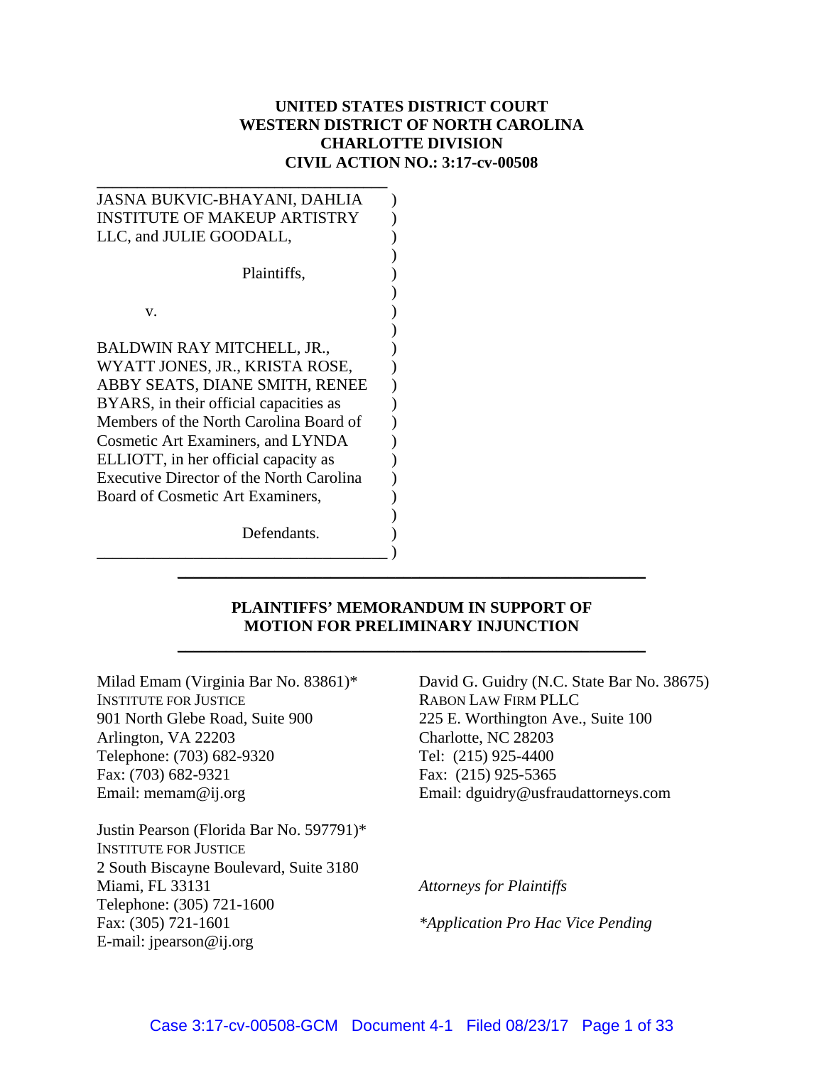**UNITED STATES DISTRICT COURT**
**WESTERN DISTRICT OF NORTH CAROLINA**
**CHARLOTTE DIVISION**
**CIVIL ACTION NO.: 3:17-cv-00508**

JASNA BUKVIC-BHAYANI, DAHLIA INSTITUTE OF MAKEUP ARTISTRY LLC, and JULIE GOODALL,

Plaintiffs,

v.

BALDWIN RAY MITCHELL, JR., WYATT JONES, JR., KRISTA ROSE, ABBY SEATS, DIANE SMITH, RENEE BYARS, in their official capacities as Members of the North Carolina Board of Cosmetic Art Examiners, and LYNDA ELLIOTT, in her official capacity as Executive Director of the North Carolina Board of Cosmetic Art Examiners,

Defendants.

---

# PLAINTIFFS' MEMORANDUM IN SUPPORT OF MOTION FOR PRELIMINARY INJUNCTION

---

Milad Emam (Virginia Bar No. 83861)*
INSTITUTE FOR JUSTICE
901 North Glebe Road, Suite 900
Arlington, VA 22203
Telephone: (703) 682-9320
Fax: (703) 682-9321
Email: memam@ij.org

Justin Pearson (Florida Bar No. 597791)*
INSTITUTE FOR JUSTICE
2 South Biscayne Boulevard, Suite 3180
Miami, FL 33131
Telephone: (305) 721-1600
Fax: (305) 721-1601
E-mail: jpearson@ij.org

David G. Guidry (N.C. State Bar No. 38675)
RABON LAW FIRM PLLC
225 E. Worthington Ave., Suite 100
Charlotte, NC 28203
Tel: (215) 925-4400
Fax: (215) 925-5365
Email: dguidry@usfraudattorneys.com

*Attorneys for Plaintiffs*

*\*Application Pro Hac Vice Pending*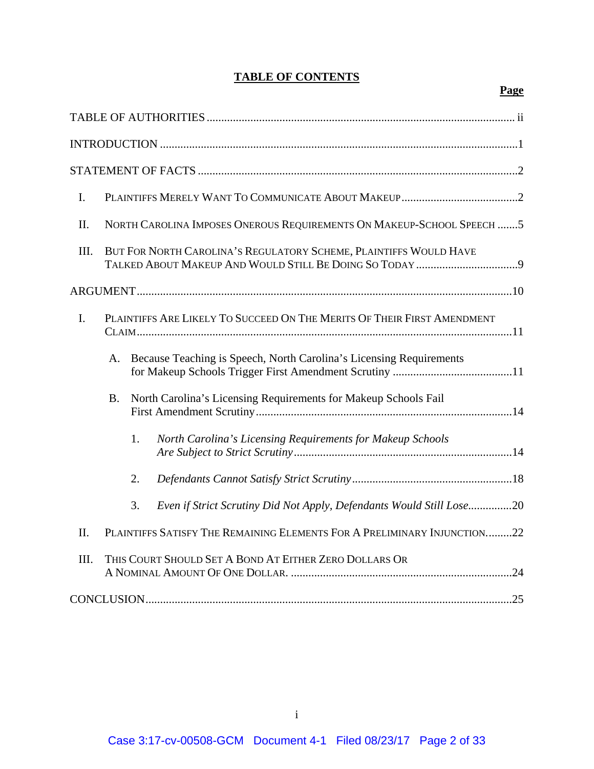# TABLE OF CONTENTS

**Page**

TABLE OF AUTHORITIES .......... ii

INTRODUCTION .......... 1

STATEMENT OF FACTS .......... 2

I. PLAINTIFFS MERELY WANT TO COMMUNICATE ABOUT MAKEUP .......... 2

II. NORTH CAROLINA IMPOSES ONEROUS REQUIREMENTS ON MAKEUP-SCHOOL SPEECH .......... 5

III. BUT FOR NORTH CAROLINA'S REGULATORY SCHEME, PLAINTIFFS WOULD HAVE TALKED ABOUT MAKEUP AND WOULD STILL BE DOING SO TODAY .......... 9

ARGUMENT .......... 10

I. PLAINTIFFS ARE LIKELY TO SUCCEED ON THE MERITS OF THEIR FIRST AMENDMENT CLAIM .......... 11

A. Because Teaching is Speech, North Carolina's Licensing Requirements for Makeup Schools Trigger First Amendment Scrutiny .......... 11

B. North Carolina's Licensing Requirements for Makeup Schools Fail First Amendment Scrutiny .......... 14

1. *North Carolina's Licensing Requirements for Makeup Schools Are Subject to Strict Scrutiny* .......... 14

2. *Defendants Cannot Satisfy Strict Scrutiny* .......... 18

3. *Even if Strict Scrutiny Did Not Apply, Defendants Would Still Lose* .......... 20

II. PLAINTIFFS SATISFY THE REMAINING ELEMENTS FOR A PRELIMINARY INJUNCTION. .......... 22

III. THIS COURT SHOULD SET A BOND AT EITHER ZERO DOLLARS OR A NOMINAL AMOUNT OF ONE DOLLAR. .......... 24

CONCLUSION .......... 25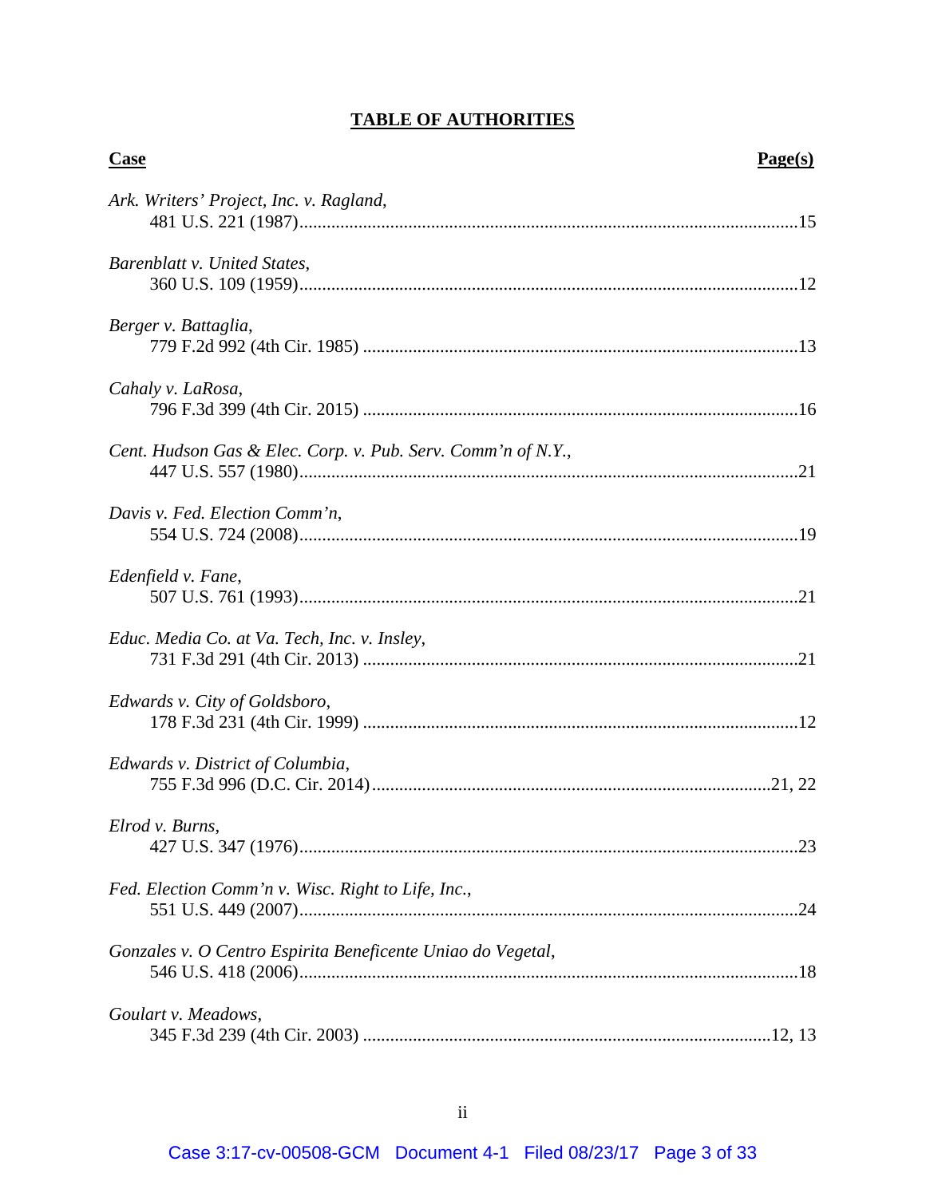# TABLE OF AUTHORITIES

| Case | Page(s) |
|---|---|
| *Ark. Writers' Project, Inc. v. Ragland*, 481 U.S. 221 (1987) | 15 |
| *Barenblatt v. United States*, 360 U.S. 109 (1959) | 12 |
| *Berger v. Battaglia*, 779 F.2d 992 (4th Cir. 1985) | 13 |
| *Cahaly v. LaRosa*, 796 F.3d 399 (4th Cir. 2015) | 16 |
| *Cent. Hudson Gas & Elec. Corp. v. Pub. Serv. Comm'n of N.Y.*, 447 U.S. 557 (1980) | 21 |
| *Davis v. Fed. Election Comm'n*, 554 U.S. 724 (2008) | 19 |
| *Edenfield v. Fane*, 507 U.S. 761 (1993) | 21 |
| *Educ. Media Co. at Va. Tech, Inc. v. Insley*, 731 F.3d 291 (4th Cir. 2013) | 21 |
| *Edwards v. City of Goldsboro*, 178 F.3d 231 (4th Cir. 1999) | 12 |
| *Edwards v. District of Columbia*, 755 F.3d 996 (D.C. Cir. 2014) | 21, 22 |
| *Elrod v. Burns*, 427 U.S. 347 (1976) | 23 |
| *Fed. Election Comm'n v. Wisc. Right to Life, Inc.*, 551 U.S. 449 (2007) | 24 |
| *Gonzales v. O Centro Espirita Beneficente Uniao do Vegetal*, 546 U.S. 418 (2006) | 18 |
| *Goulart v. Meadows*, 345 F.3d 239 (4th Cir. 2003) | 12, 13 |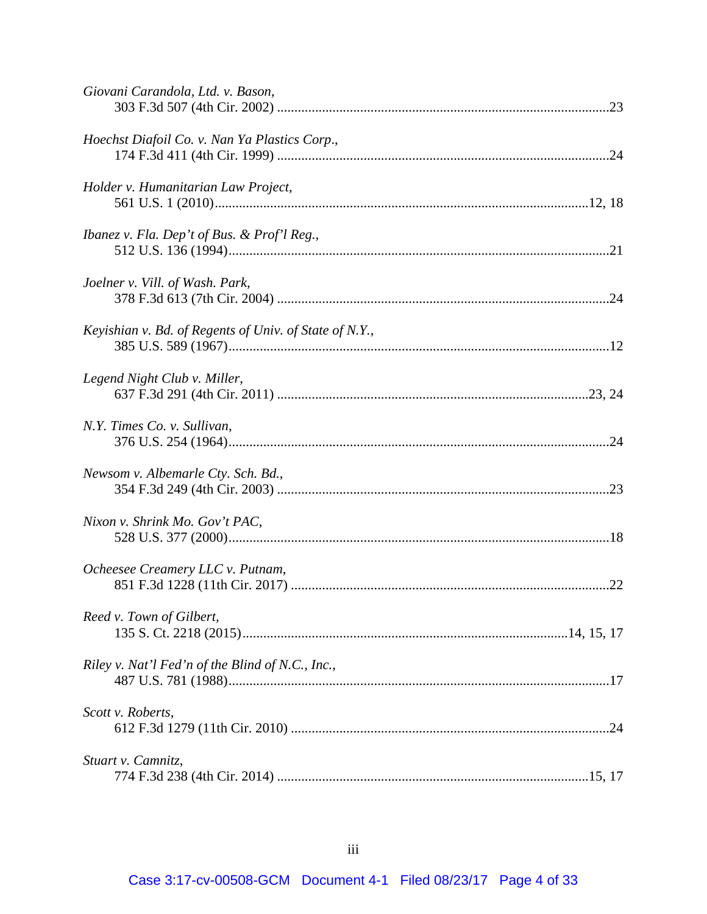*Giovani Carandola, Ltd. v. Bason*,
303 F.3d 507 (4th Cir. 2002) ....................................................................................................23

*Hoechst Diafoil Co. v. Nan Ya Plastics Corp*.,
174 F.3d 411 (4th Cir. 1999) ....................................................................................................24

*Holder v. Humanitarian Law Project*,
561 U.S. 1 (2010)................................................................................................................12, 18

*Ibanez v. Fla. Dep't of Bus. & Prof'l Reg.*,
512 U.S. 136 (1994)..................................................................................................................21

*Joelner v. Vill. of Wash. Park*,
378 F.3d 613 (7th Cir. 2004) ....................................................................................................24

*Keyishian v. Bd. of Regents of Univ. of State of N.Y.*,
385 U.S. 589 (1967)..................................................................................................................12

*Legend Night Club v. Miller*,
637 F.3d 291 (4th Cir. 2011) ..............................................................................................23, 24

*N.Y. Times Co. v. Sullivan*,
376 U.S. 254 (1964)..................................................................................................................24

*Newsom v. Albemarle Cty. Sch. Bd.*,
354 F.3d 249 (4th Cir. 2003) ....................................................................................................23

*Nixon v. Shrink Mo. Gov't PAC*,
528 U.S. 377 (2000)..................................................................................................................18

*Ocheesee Creamery LLC v. Putnam*,
851 F.3d 1228 (11th Cir. 2017) ................................................................................................22

*Reed v. Town of Gilbert*,
135 S. Ct. 2218 (2015)..................................................................................................14, 15, 17

*Riley v. Nat'l Fed'n of the Blind of N.C., Inc.*,
487 U.S. 781 (1988)..................................................................................................................17

*Scott v. Roberts*,
612 F.3d 1279 (11th Cir. 2010) ................................................................................................24

*Stuart v. Camnitz*,
774 F.3d 238 (4th Cir. 2014) ..............................................................................................15, 17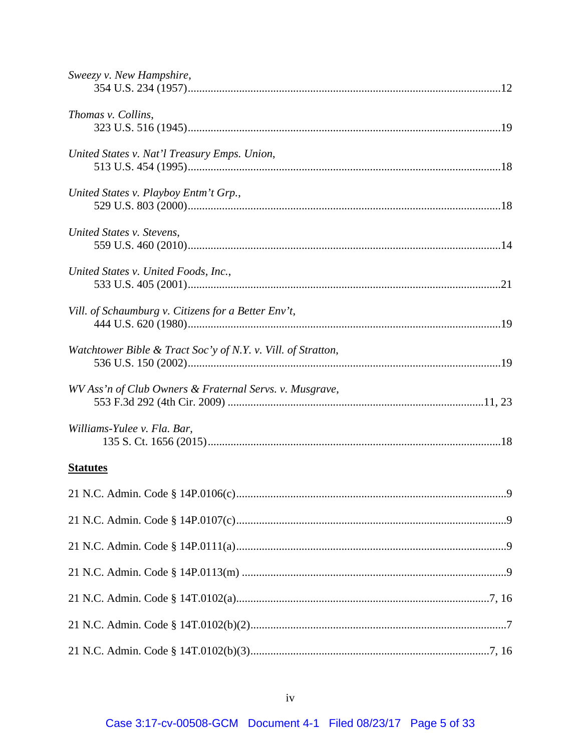*Sweezy v. New Hampshire*,
354 U.S. 234 (1957) ........................................................................................................ 12

*Thomas v. Collins*,
323 U.S. 516 (1945) ........................................................................................................ 19

*United States v. Nat'l Treasury Emps. Union*,
513 U.S. 454 (1995) ........................................................................................................ 18

*United States v. Playboy Entm't Grp.*,
529 U.S. 803 (2000) ........................................................................................................ 18

*United States v. Stevens*,
559 U.S. 460 (2010) ........................................................................................................ 14

*United States v. United Foods, Inc.*,
533 U.S. 405 (2001) ........................................................................................................ 21

*Vill. of Schaumburg v. Citizens for a Better Env't*,
444 U.S. 620 (1980) ........................................................................................................ 19

*Watchtower Bible & Tract Soc'y of N.Y. v. Vill. of Stratton*,
536 U.S. 150 (2002) ........................................................................................................ 19

*WV Ass'n of Club Owners & Fraternal Servs. v. Musgrave*,
553 F.3d 292 (4th Cir. 2009) .................................................................................... 11, 23

*Williams-Yulee v. Fla. Bar*,
135 S. Ct. 1656 (2015) ................................................................................................... 18

**<u>Statutes</u>**

21 N.C. Admin. Code § 14P.0106(c) ........................................................................................ 9

21 N.C. Admin. Code § 14P.0107(c) ........................................................................................ 9

21 N.C. Admin. Code § 14P.0111(a) ........................................................................................ 9

21 N.C. Admin. Code § 14P.0113(m) ....................................................................................... 9

21 N.C. Admin. Code § 14T.0102(a) ................................................................................. 7, 16

21 N.C. Admin. Code § 14T.0102(b)(2) ................................................................................... 7

21 N.C. Admin. Code § 14T.0102(b)(3) ............................................................................ 7, 16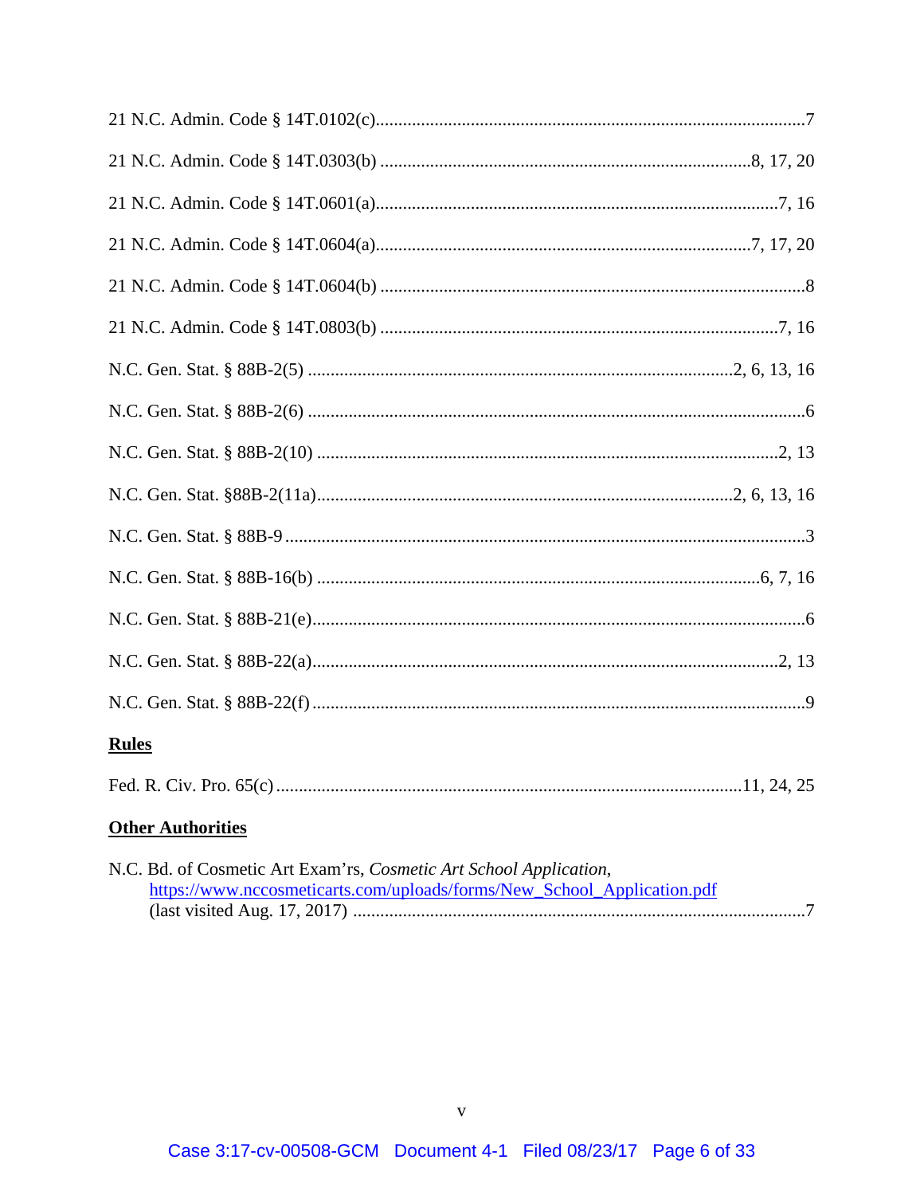21 N.C. Admin. Code § 14T.0102(c)...............................................................................................7

21 N.C. Admin. Code § 14T.0303(b) ..................................................................................8, 17, 20

21 N.C. Admin. Code § 14T.0601(a)..........................................................................................7, 16

21 N.C. Admin. Code § 14T.0604(a)...................................................................................7, 17, 20

21 N.C. Admin. Code § 14T.0604(b) ...............................................................................................8

21 N.C. Admin. Code § 14T.0803(b) .........................................................................................7, 16

N.C. Gen. Stat. § 88B-2(5) .............................................................................................2, 6, 13, 16

N.C. Gen. Stat. § 88B-2(6) .............................................................................................................6

N.C. Gen. Stat. § 88B-2(10) .......................................................................................................2, 13

N.C. Gen. Stat. §88B-2(11a)...........................................................................................2, 6, 13, 16

N.C. Gen. Stat. § 88B-9 ..................................................................................................................3

N.C. Gen. Stat. § 88B-16(b) .......................................................................................................6, 7, 16

N.C. Gen. Stat. § 88B-21(e)............................................................................................................6

N.C. Gen. Stat. § 88B-22(a).......................................................................................................2, 13

N.C. Gen. Stat. § 88B-22(f) ............................................................................................................9

**Rules**

Fed. R. Civ. Pro. 65(c) .....................................................................................................11, 24, 25

**Other Authorities**

N.C. Bd. of Cosmetic Art Exam'rs, *Cosmetic Art School Application*, https://www.nccosmeticarts.com/uploads/forms/New_School_Application.pdf (last visited Aug. 17, 2017) ....................................................................................................7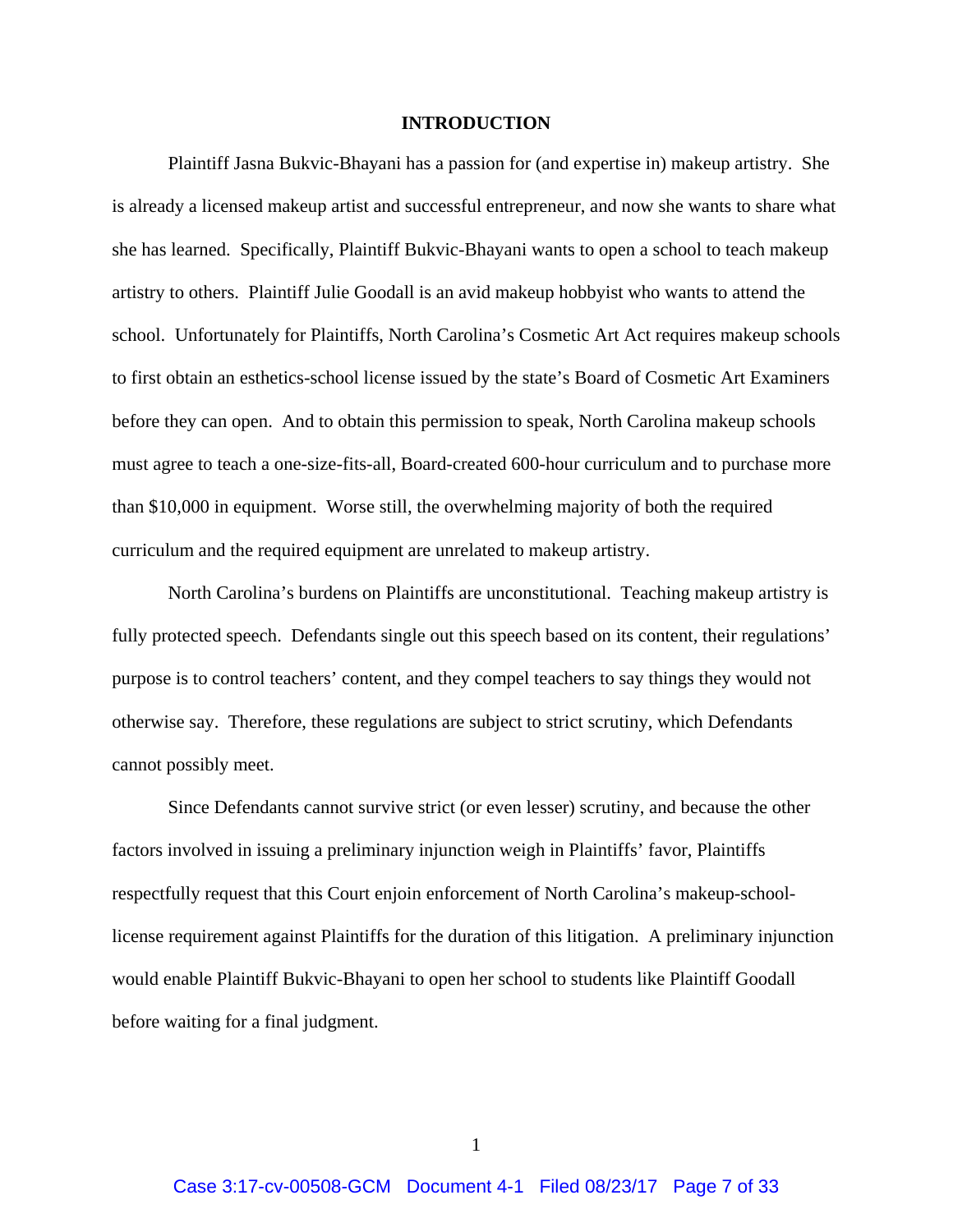## INTRODUCTION

Plaintiff Jasna Bukvic-Bhayani has a passion for (and expertise in) makeup artistry. She is already a licensed makeup artist and successful entrepreneur, and now she wants to share what she has learned. Specifically, Plaintiff Bukvic-Bhayani wants to open a school to teach makeup artistry to others. Plaintiff Julie Goodall is an avid makeup hobbyist who wants to attend the school. Unfortunately for Plaintiffs, North Carolina's Cosmetic Art Act requires makeup schools to first obtain an esthetics-school license issued by the state's Board of Cosmetic Art Examiners before they can open. And to obtain this permission to speak, North Carolina makeup schools must agree to teach a one-size-fits-all, Board-created 600-hour curriculum and to purchase more than $10,000 in equipment. Worse still, the overwhelming majority of both the required curriculum and the required equipment are unrelated to makeup artistry.

North Carolina's burdens on Plaintiffs are unconstitutional. Teaching makeup artistry is fully protected speech. Defendants single out this speech based on its content, their regulations' purpose is to control teachers' content, and they compel teachers to say things they would not otherwise say. Therefore, these regulations are subject to strict scrutiny, which Defendants cannot possibly meet.

Since Defendants cannot survive strict (or even lesser) scrutiny, and because the other factors involved in issuing a preliminary injunction weigh in Plaintiffs' favor, Plaintiffs respectfully request that this Court enjoin enforcement of North Carolina's makeup-school-license requirement against Plaintiffs for the duration of this litigation. A preliminary injunction would enable Plaintiff Bukvic-Bhayani to open her school to students like Plaintiff Goodall before waiting for a final judgment.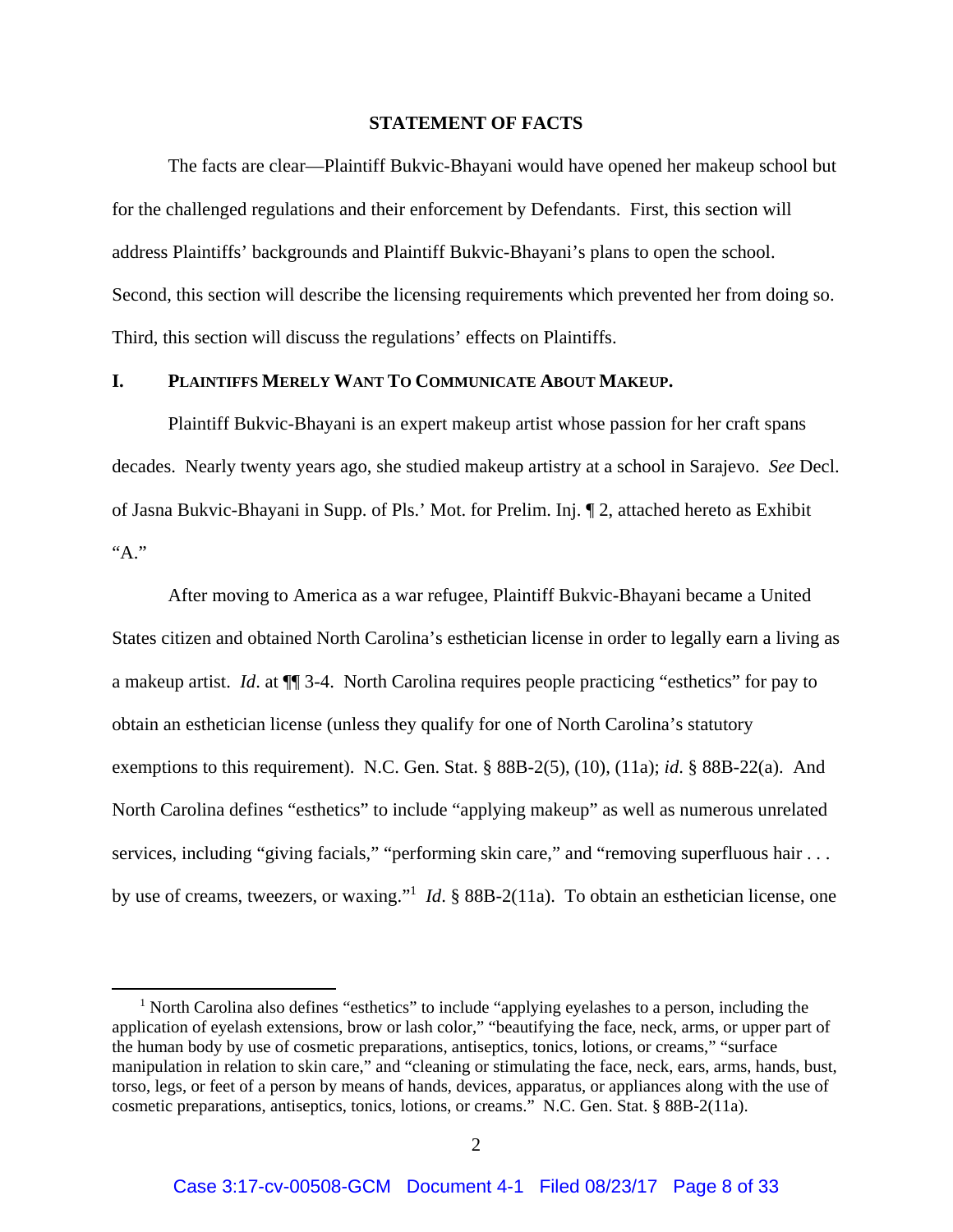## STATEMENT OF FACTS

The facts are clear—Plaintiff Bukvic-Bhayani would have opened her makeup school but for the challenged regulations and their enforcement by Defendants. First, this section will address Plaintiffs' backgrounds and Plaintiff Bukvic-Bhayani's plans to open the school. Second, this section will describe the licensing requirements which prevented her from doing so. Third, this section will discuss the regulations' effects on Plaintiffs.

### I. PLAINTIFFS MERELY WANT TO COMMUNICATE ABOUT MAKEUP.

Plaintiff Bukvic-Bhayani is an expert makeup artist whose passion for her craft spans decades. Nearly twenty years ago, she studied makeup artistry at a school in Sarajevo. *See* Decl. of Jasna Bukvic-Bhayani in Supp. of Pls.' Mot. for Prelim. Inj. ¶ 2, attached hereto as Exhibit "A."

After moving to America as a war refugee, Plaintiff Bukvic-Bhayani became a United States citizen and obtained North Carolina's esthetician license in order to legally earn a living as a makeup artist. *Id*. at ¶¶ 3-4. North Carolina requires people practicing "esthetics" for pay to obtain an esthetician license (unless they qualify for one of North Carolina's statutory exemptions to this requirement). N.C. Gen. Stat. § 88B-2(5), (10), (11a); *id*. § 88B-22(a). And North Carolina defines "esthetics" to include "applying makeup" as well as numerous unrelated services, including "giving facials," "performing skin care," and "removing superfluous hair . . . by use of creams, tweezers, or waxing."[1] *Id*. § 88B-2(11a). To obtain an esthetician license, one

[1] North Carolina also defines "esthetics" to include "applying eyelashes to a person, including the application of eyelash extensions, brow or lash color," "beautifying the face, neck, arms, or upper part of the human body by use of cosmetic preparations, antiseptics, tonics, lotions, or creams," "surface manipulation in relation to skin care," and "cleaning or stimulating the face, neck, ears, arms, hands, bust, torso, legs, or feet of a person by means of hands, devices, apparatus, or appliances along with the use of cosmetic preparations, antiseptics, tonics, lotions, or creams." N.C. Gen. Stat. § 88B-2(11a).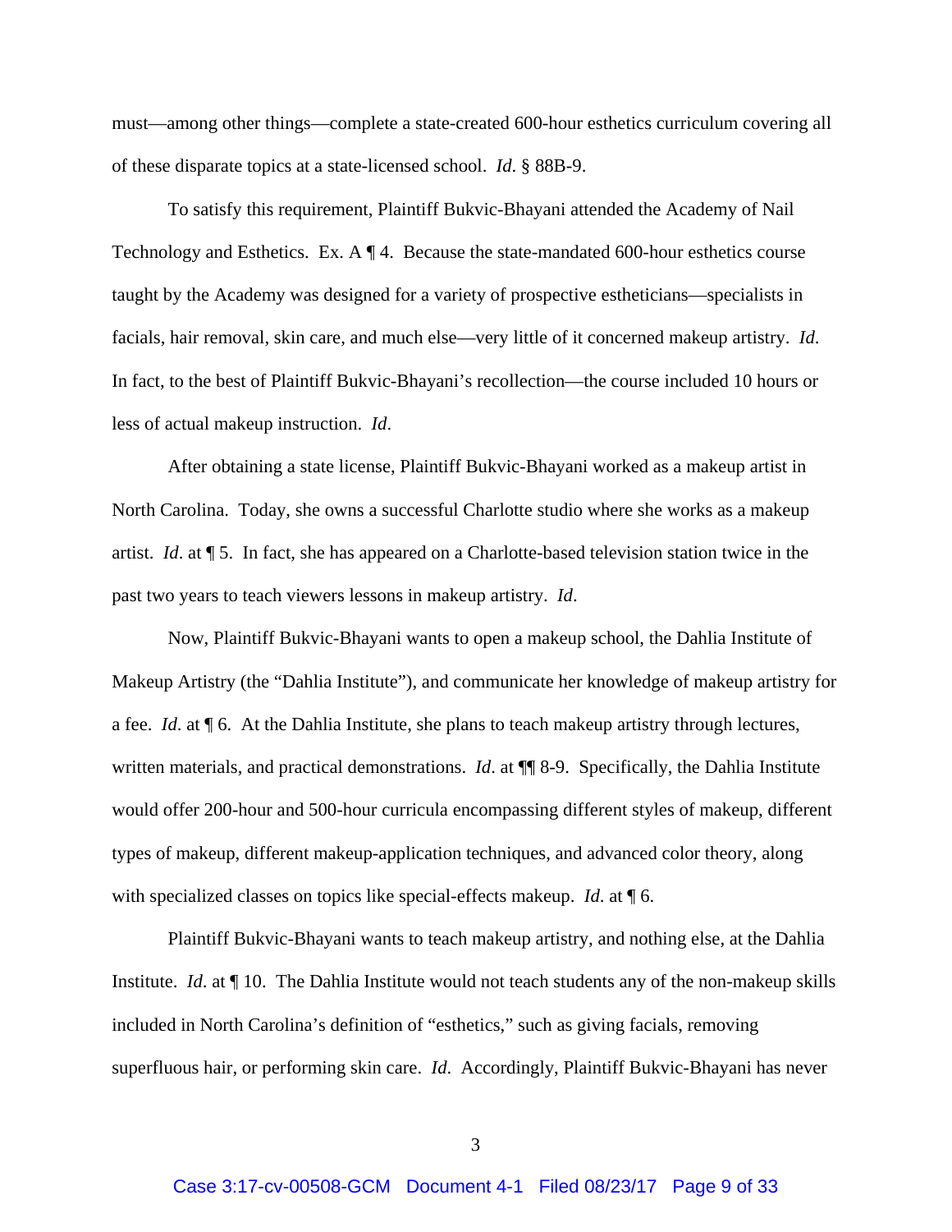must—among other things—complete a state-created 600-hour esthetics curriculum covering all of these disparate topics at a state-licensed school. *Id*. § 88B-9.

To satisfy this requirement, Plaintiff Bukvic-Bhayani attended the Academy of Nail Technology and Esthetics. Ex. A ¶ 4. Because the state-mandated 600-hour esthetics course taught by the Academy was designed for a variety of prospective estheticians—specialists in facials, hair removal, skin care, and much else—very little of it concerned makeup artistry. *Id*. In fact, to the best of Plaintiff Bukvic-Bhayani's recollection—the course included 10 hours or less of actual makeup instruction. *Id*.

After obtaining a state license, Plaintiff Bukvic-Bhayani worked as a makeup artist in North Carolina. Today, she owns a successful Charlotte studio where she works as a makeup artist. *Id*. at ¶ 5. In fact, she has appeared on a Charlotte-based television station twice in the past two years to teach viewers lessons in makeup artistry. *Id*.

Now, Plaintiff Bukvic-Bhayani wants to open a makeup school, the Dahlia Institute of Makeup Artistry (the "Dahlia Institute"), and communicate her knowledge of makeup artistry for a fee. *Id*. at ¶ 6. At the Dahlia Institute, she plans to teach makeup artistry through lectures, written materials, and practical demonstrations. *Id*. at ¶¶ 8-9. Specifically, the Dahlia Institute would offer 200-hour and 500-hour curricula encompassing different styles of makeup, different types of makeup, different makeup-application techniques, and advanced color theory, along with specialized classes on topics like special-effects makeup. *Id*. at ¶ 6.

Plaintiff Bukvic-Bhayani wants to teach makeup artistry, and nothing else, at the Dahlia Institute. *Id*. at ¶ 10. The Dahlia Institute would not teach students any of the non-makeup skills included in North Carolina's definition of "esthetics," such as giving facials, removing superfluous hair, or performing skin care. *Id*. Accordingly, Plaintiff Bukvic-Bhayani has never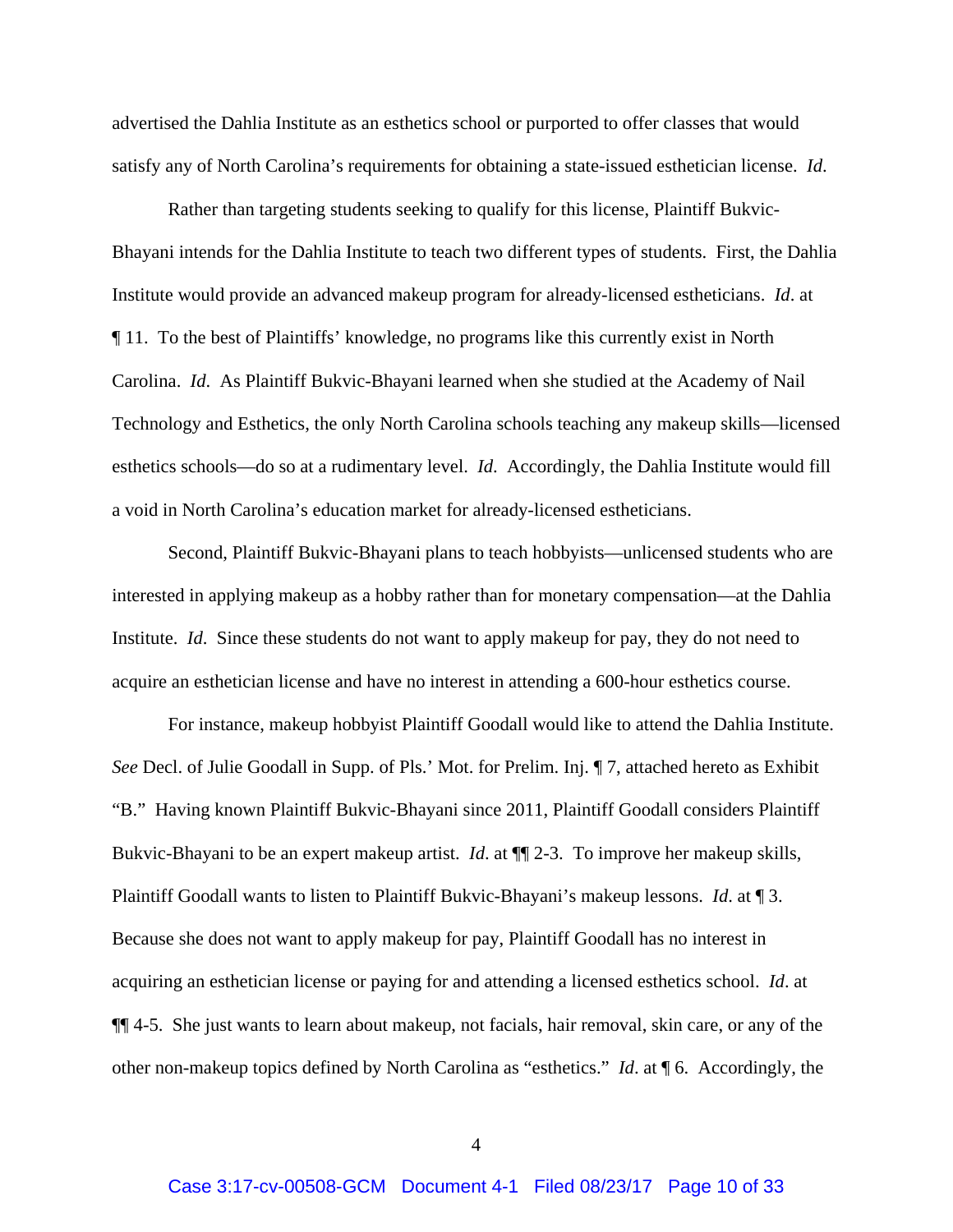advertised the Dahlia Institute as an esthetics school or purported to offer classes that would satisfy any of North Carolina's requirements for obtaining a state-issued esthetician license. *Id*.

Rather than targeting students seeking to qualify for this license, Plaintiff Bukvic-Bhayani intends for the Dahlia Institute to teach two different types of students. First, the Dahlia Institute would provide an advanced makeup program for already-licensed estheticians. *Id*. at ¶ 11. To the best of Plaintiffs' knowledge, no programs like this currently exist in North Carolina. *Id*. As Plaintiff Bukvic-Bhayani learned when she studied at the Academy of Nail Technology and Esthetics, the only North Carolina schools teaching any makeup skills—licensed esthetics schools—do so at a rudimentary level. *Id*. Accordingly, the Dahlia Institute would fill a void in North Carolina's education market for already-licensed estheticians.

Second, Plaintiff Bukvic-Bhayani plans to teach hobbyists—unlicensed students who are interested in applying makeup as a hobby rather than for monetary compensation—at the Dahlia Institute. *Id*. Since these students do not want to apply makeup for pay, they do not need to acquire an esthetician license and have no interest in attending a 600-hour esthetics course.

For instance, makeup hobbyist Plaintiff Goodall would like to attend the Dahlia Institute. *See* Decl. of Julie Goodall in Supp. of Pls.' Mot. for Prelim. Inj. ¶ 7, attached hereto as Exhibit "B." Having known Plaintiff Bukvic-Bhayani since 2011, Plaintiff Goodall considers Plaintiff Bukvic-Bhayani to be an expert makeup artist. *Id*. at ¶¶ 2-3. To improve her makeup skills, Plaintiff Goodall wants to listen to Plaintiff Bukvic-Bhayani's makeup lessons. *Id*. at ¶ 3. Because she does not want to apply makeup for pay, Plaintiff Goodall has no interest in acquiring an esthetician license or paying for and attending a licensed esthetics school. *Id*. at ¶¶ 4-5. She just wants to learn about makeup, not facials, hair removal, skin care, or any of the other non-makeup topics defined by North Carolina as "esthetics." *Id*. at ¶ 6. Accordingly, the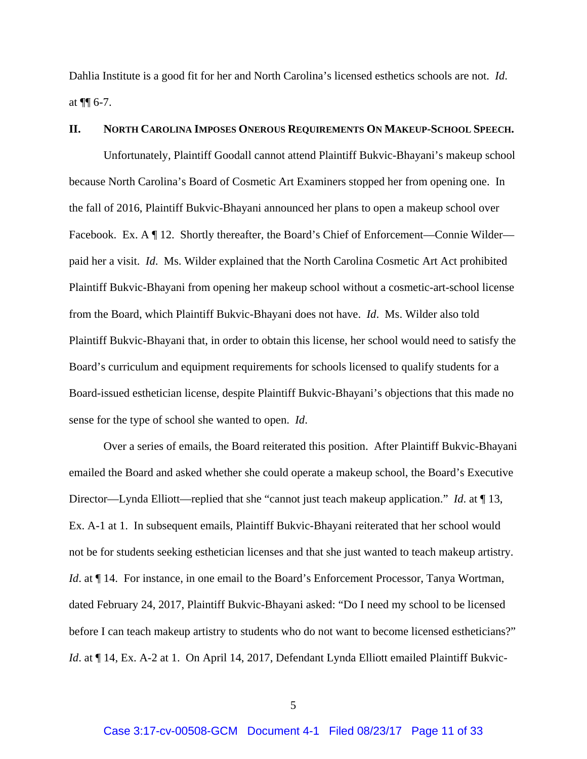Dahlia Institute is a good fit for her and North Carolina's licensed esthetics schools are not. *Id.* at ¶¶ 6-7.

## II. North Carolina Imposes Onerous Requirements On Makeup-School Speech.

Unfortunately, Plaintiff Goodall cannot attend Plaintiff Bukvic-Bhayani's makeup school because North Carolina's Board of Cosmetic Art Examiners stopped her from opening one. In the fall of 2016, Plaintiff Bukvic-Bhayani announced her plans to open a makeup school over Facebook. Ex. A ¶ 12. Shortly thereafter, the Board's Chief of Enforcement—Connie Wilder—paid her a visit. *Id.* Ms. Wilder explained that the North Carolina Cosmetic Art Act prohibited Plaintiff Bukvic-Bhayani from opening her makeup school without a cosmetic-art-school license from the Board, which Plaintiff Bukvic-Bhayani does not have. *Id.* Ms. Wilder also told Plaintiff Bukvic-Bhayani that, in order to obtain this license, her school would need to satisfy the Board's curriculum and equipment requirements for schools licensed to qualify students for a Board-issued esthetician license, despite Plaintiff Bukvic-Bhayani's objections that this made no sense for the type of school she wanted to open. *Id.*

Over a series of emails, the Board reiterated this position. After Plaintiff Bukvic-Bhayani emailed the Board and asked whether she could operate a makeup school, the Board's Executive Director—Lynda Elliott—replied that she "cannot just teach makeup application." *Id.* at ¶ 13, Ex. A-1 at 1. In subsequent emails, Plaintiff Bukvic-Bhayani reiterated that her school would not be for students seeking esthetician licenses and that she just wanted to teach makeup artistry. *Id*. at ¶ 14. For instance, in one email to the Board's Enforcement Processor, Tanya Wortman, dated February 24, 2017, Plaintiff Bukvic-Bhayani asked: "Do I need my school to be licensed before I can teach makeup artistry to students who do not want to become licensed estheticians?" *Id*. at ¶ 14, Ex. A-2 at 1. On April 14, 2017, Defendant Lynda Elliott emailed Plaintiff Bukvic-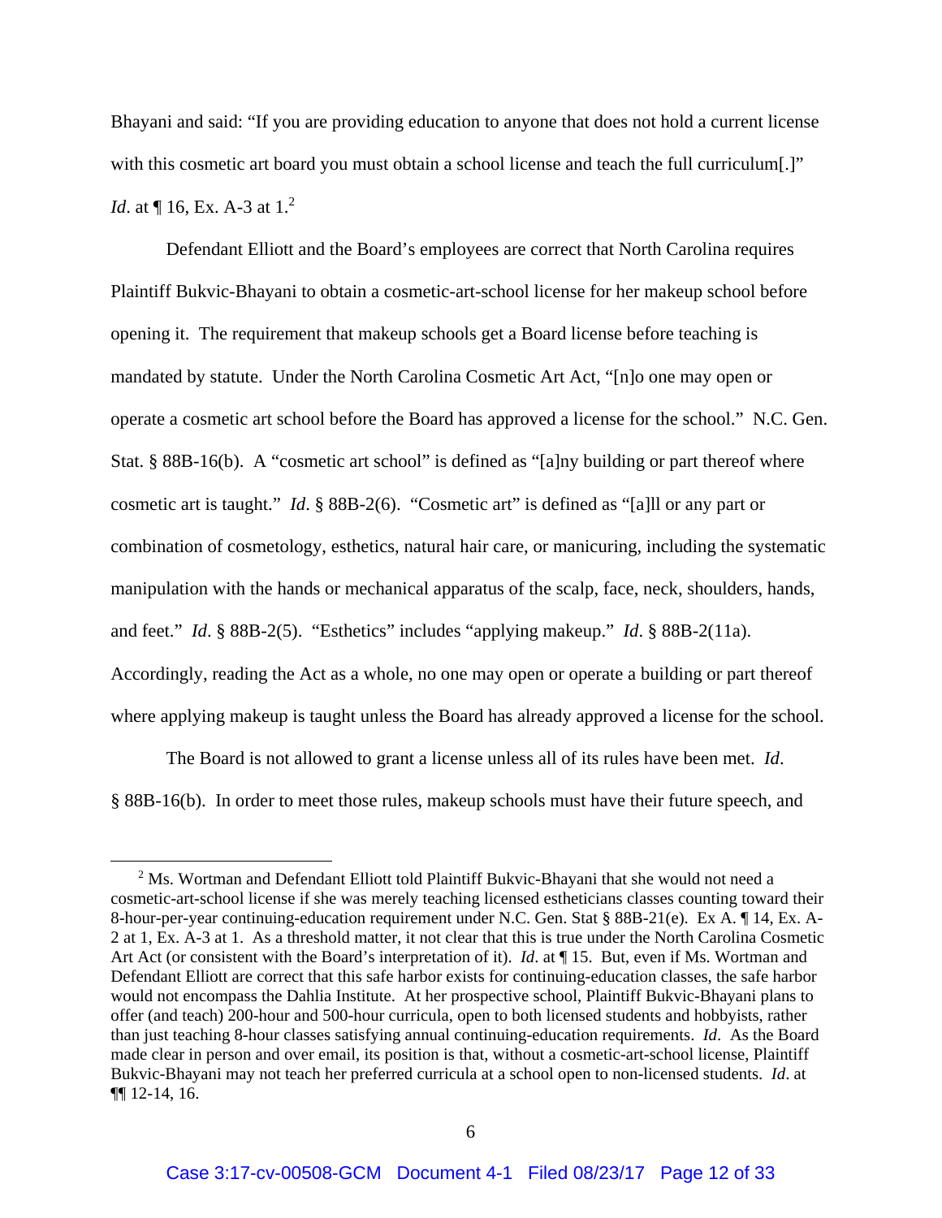Bhayani and said: "If you are providing education to anyone that does not hold a current license with this cosmetic art board you must obtain a school license and teach the full curriculum[.]" *Id*. at ¶ 16, Ex. A-3 at 1.[2]

Defendant Elliott and the Board's employees are correct that North Carolina requires Plaintiff Bukvic-Bhayani to obtain a cosmetic-art-school license for her makeup school before opening it. The requirement that makeup schools get a Board license before teaching is mandated by statute. Under the North Carolina Cosmetic Art Act, "[n]o one may open or operate a cosmetic art school before the Board has approved a license for the school." N.C. Gen. Stat. § 88B-16(b). A "cosmetic art school" is defined as "[a]ny building or part thereof where cosmetic art is taught." *Id*. § 88B-2(6). "Cosmetic art" is defined as "[a]ll or any part or combination of cosmetology, esthetics, natural hair care, or manicuring, including the systematic manipulation with the hands or mechanical apparatus of the scalp, face, neck, shoulders, hands, and feet." *Id*. § 88B-2(5). "Esthetics" includes "applying makeup." *Id*. § 88B-2(11a). Accordingly, reading the Act as a whole, no one may open or operate a building or part thereof where applying makeup is taught unless the Board has already approved a license for the school.

The Board is not allowed to grant a license unless all of its rules have been met. *Id*. § 88B-16(b). In order to meet those rules, makeup schools must have their future speech, and

[2] Ms. Wortman and Defendant Elliott told Plaintiff Bukvic-Bhayani that she would not need a cosmetic-art-school license if she was merely teaching licensed estheticians classes counting toward their 8-hour-per-year continuing-education requirement under N.C. Gen. Stat § 88B-21(e). Ex A. ¶ 14, Ex. A-2 at 1, Ex. A-3 at 1. As a threshold matter, it not clear that this is true under the North Carolina Cosmetic Art Act (or consistent with the Board's interpretation of it). *Id*. at ¶ 15. But, even if Ms. Wortman and Defendant Elliott are correct that this safe harbor exists for continuing-education classes, the safe harbor would not encompass the Dahlia Institute. At her prospective school, Plaintiff Bukvic-Bhayani plans to offer (and teach) 200-hour and 500-hour curricula, open to both licensed students and hobbyists, rather than just teaching 8-hour classes satisfying annual continuing-education requirements. *Id*. As the Board made clear in person and over email, its position is that, without a cosmetic-art-school license, Plaintiff Bukvic-Bhayani may not teach her preferred curricula at a school open to non-licensed students. *Id*. at ¶¶ 12-14, 16.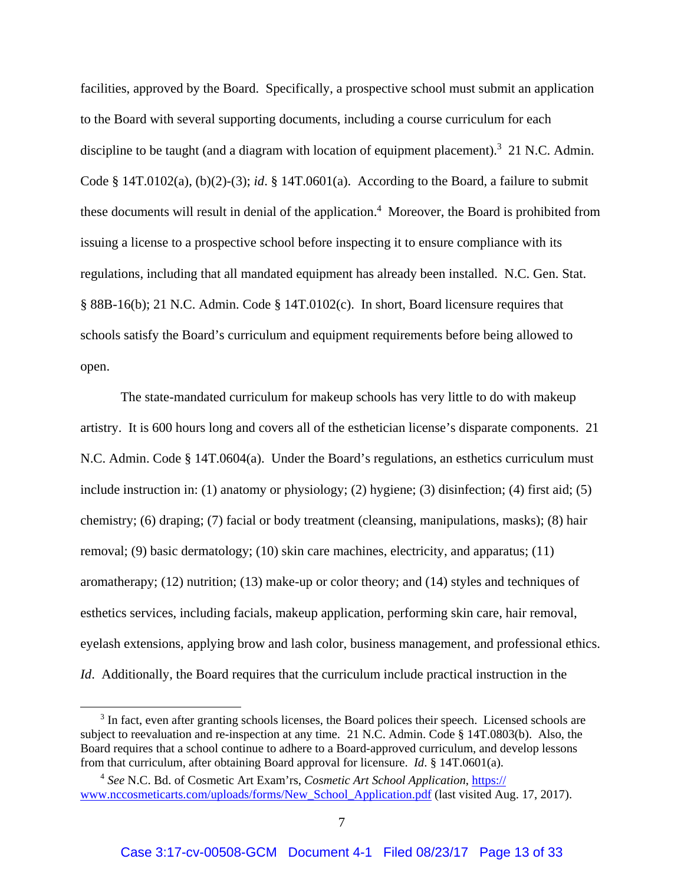facilities, approved by the Board. Specifically, a prospective school must submit an application to the Board with several supporting documents, including a course curriculum for each discipline to be taught (and a diagram with location of equipment placement).[3] 21 N.C. Admin. Code § 14T.0102(a), (b)(2)-(3); *id*. § 14T.0601(a). According to the Board, a failure to submit these documents will result in denial of the application.[4] Moreover, the Board is prohibited from issuing a license to a prospective school before inspecting it to ensure compliance with its regulations, including that all mandated equipment has already been installed. N.C. Gen. Stat. § 88B-16(b); 21 N.C. Admin. Code § 14T.0102(c). In short, Board licensure requires that schools satisfy the Board's curriculum and equipment requirements before being allowed to open.

The state-mandated curriculum for makeup schools has very little to do with makeup artistry. It is 600 hours long and covers all of the esthetician license's disparate components. 21 N.C. Admin. Code § 14T.0604(a). Under the Board's regulations, an esthetics curriculum must include instruction in: (1) anatomy or physiology; (2) hygiene; (3) disinfection; (4) first aid; (5) chemistry; (6) draping; (7) facial or body treatment (cleansing, manipulations, masks); (8) hair removal; (9) basic dermatology; (10) skin care machines, electricity, and apparatus; (11) aromatherapy; (12) nutrition; (13) make-up or color theory; and (14) styles and techniques of esthetics services, including facials, makeup application, performing skin care, hair removal, eyelash extensions, applying brow and lash color, business management, and professional ethics. *Id*. Additionally, the Board requires that the curriculum include practical instruction in the

---

[3] In fact, even after granting schools licenses, the Board polices their speech. Licensed schools are subject to reevaluation and re-inspection at any time. 21 N.C. Admin. Code § 14T.0803(b). Also, the Board requires that a school continue to adhere to a Board-approved curriculum, and develop lessons from that curriculum, after obtaining Board approval for licensure. *Id*. § 14T.0601(a).

[4] *See* N.C. Bd. of Cosmetic Art Exam'rs, *Cosmetic Art School Application*, https://www.nccosmeticarts.com/uploads/forms/New_School_Application.pdf (last visited Aug. 17, 2017).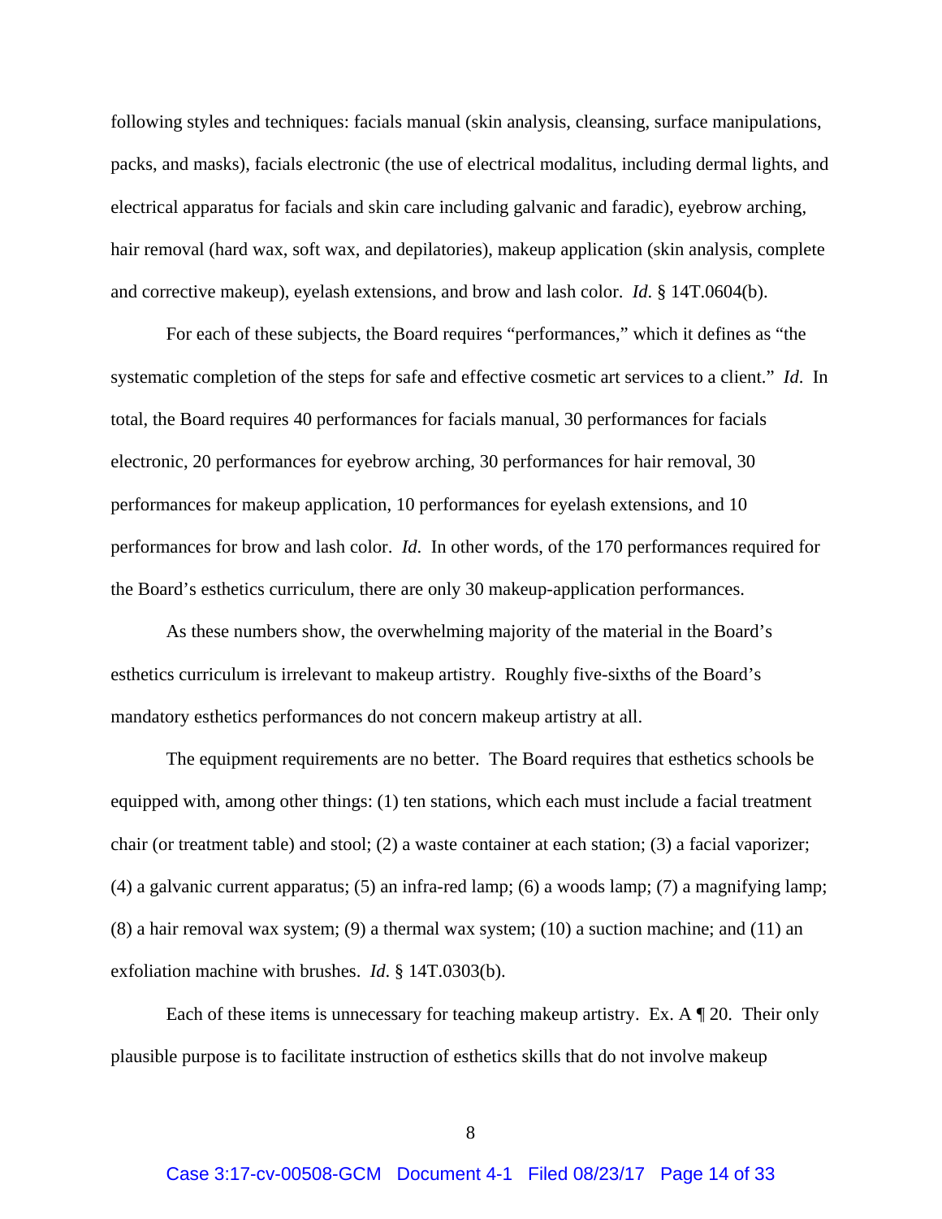following styles and techniques: facials manual (skin analysis, cleansing, surface manipulations, packs, and masks), facials electronic (the use of electrical modalitus, including dermal lights, and electrical apparatus for facials and skin care including galvanic and faradic), eyebrow arching, hair removal (hard wax, soft wax, and depilatories), makeup application (skin analysis, complete and corrective makeup), eyelash extensions, and brow and lash color. *Id.* § 14T.0604(b).

For each of these subjects, the Board requires "performances," which it defines as "the systematic completion of the steps for safe and effective cosmetic art services to a client." *Id.* In total, the Board requires 40 performances for facials manual, 30 performances for facials electronic, 20 performances for eyebrow arching, 30 performances for hair removal, 30 performances for makeup application, 10 performances for eyelash extensions, and 10 performances for brow and lash color. *Id.* In other words, of the 170 performances required for the Board's esthetics curriculum, there are only 30 makeup-application performances.

As these numbers show, the overwhelming majority of the material in the Board's esthetics curriculum is irrelevant to makeup artistry. Roughly five-sixths of the Board's mandatory esthetics performances do not concern makeup artistry at all.

The equipment requirements are no better. The Board requires that esthetics schools be equipped with, among other things: (1) ten stations, which each must include a facial treatment chair (or treatment table) and stool; (2) a waste container at each station; (3) a facial vaporizer; (4) a galvanic current apparatus; (5) an infra-red lamp; (6) a woods lamp; (7) a magnifying lamp; (8) a hair removal wax system; (9) a thermal wax system; (10) a suction machine; and (11) an exfoliation machine with brushes. *Id.* § 14T.0303(b).

Each of these items is unnecessary for teaching makeup artistry. Ex. A ¶ 20. Their only plausible purpose is to facilitate instruction of esthetics skills that do not involve makeup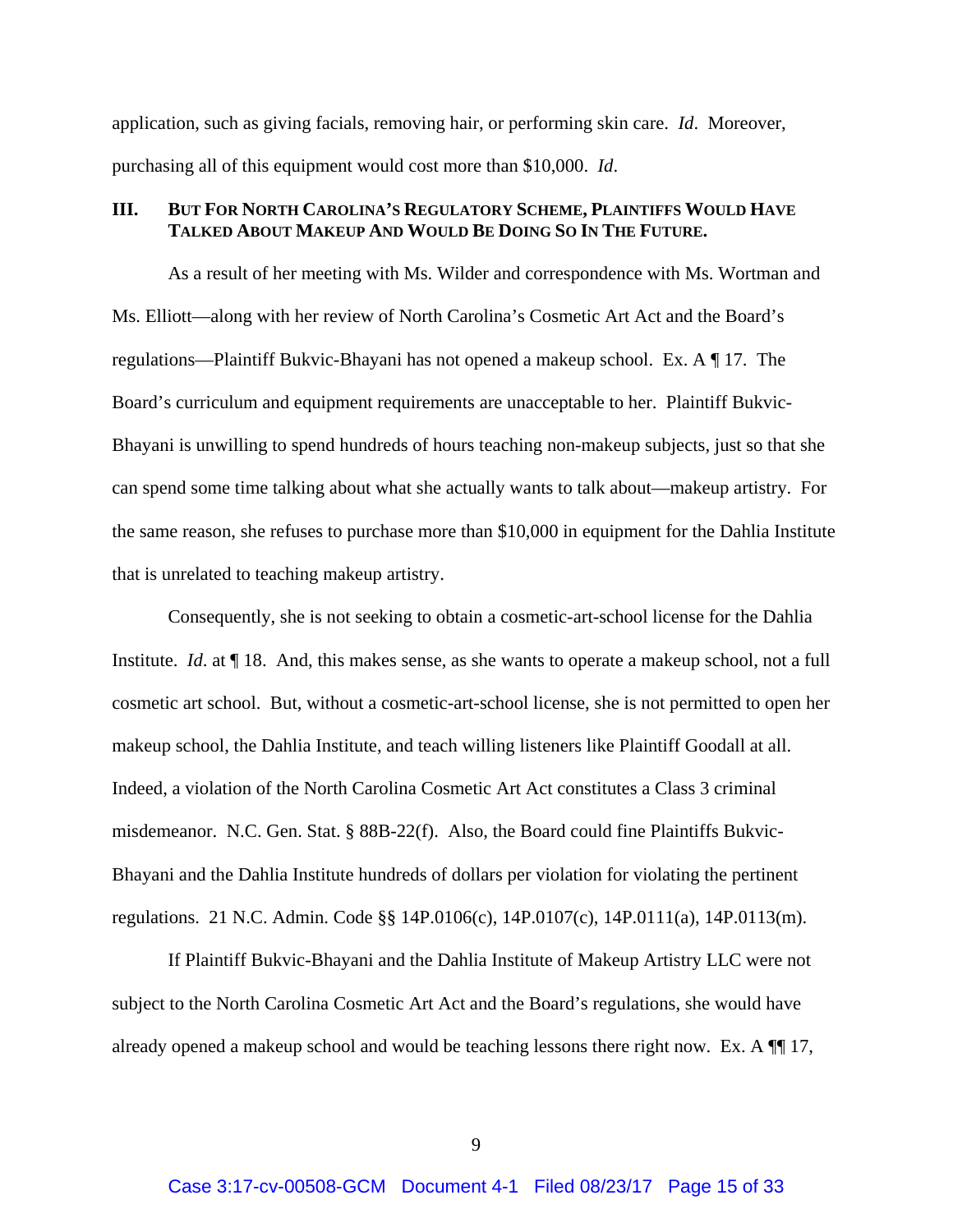application, such as giving facials, removing hair, or performing skin care. *Id*. Moreover, purchasing all of this equipment would cost more than $10,000. *Id*.

### III. BUT FOR NORTH CAROLINA'S REGULATORY SCHEME, PLAINTIFFS WOULD HAVE TALKED ABOUT MAKEUP AND WOULD BE DOING SO IN THE FUTURE.

As a result of her meeting with Ms. Wilder and correspondence with Ms. Wortman and Ms. Elliott—along with her review of North Carolina's Cosmetic Art Act and the Board's regulations—Plaintiff Bukvic-Bhayani has not opened a makeup school. Ex. A ¶ 17. The Board's curriculum and equipment requirements are unacceptable to her. Plaintiff Bukvic-Bhayani is unwilling to spend hundreds of hours teaching non-makeup subjects, just so that she can spend some time talking about what she actually wants to talk about—makeup artistry. For the same reason, she refuses to purchase more than $10,000 in equipment for the Dahlia Institute that is unrelated to teaching makeup artistry.

Consequently, she is not seeking to obtain a cosmetic-art-school license for the Dahlia Institute. *Id*. at ¶ 18. And, this makes sense, as she wants to operate a makeup school, not a full cosmetic art school. But, without a cosmetic-art-school license, she is not permitted to open her makeup school, the Dahlia Institute, and teach willing listeners like Plaintiff Goodall at all. Indeed, a violation of the North Carolina Cosmetic Art Act constitutes a Class 3 criminal misdemeanor. N.C. Gen. Stat. § 88B-22(f). Also, the Board could fine Plaintiffs Bukvic-Bhayani and the Dahlia Institute hundreds of dollars per violation for violating the pertinent regulations. 21 N.C. Admin. Code §§ 14P.0106(c), 14P.0107(c), 14P.0111(a), 14P.0113(m).

If Plaintiff Bukvic-Bhayani and the Dahlia Institute of Makeup Artistry LLC were not subject to the North Carolina Cosmetic Art Act and the Board's regulations, she would have already opened a makeup school and would be teaching lessons there right now. Ex. A ¶¶ 17,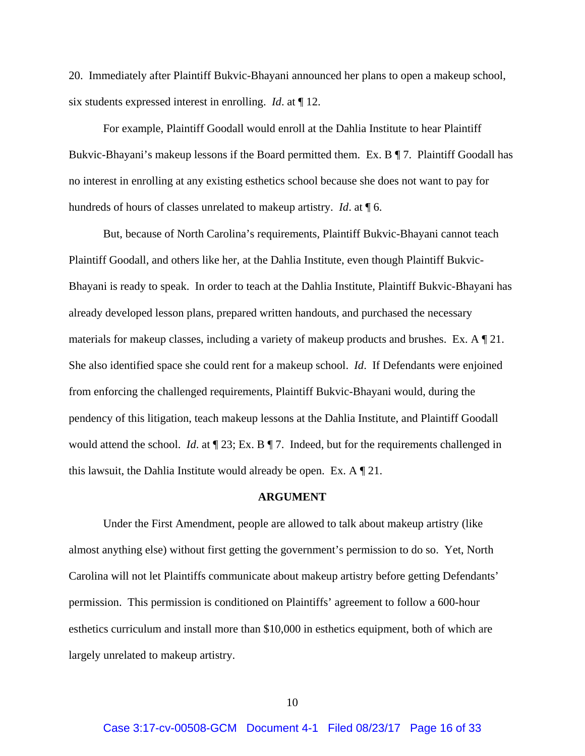20. Immediately after Plaintiff Bukvic-Bhayani announced her plans to open a makeup school, six students expressed interest in enrolling. *Id*. at ¶ 12.

For example, Plaintiff Goodall would enroll at the Dahlia Institute to hear Plaintiff Bukvic-Bhayani's makeup lessons if the Board permitted them. Ex. B ¶ 7. Plaintiff Goodall has no interest in enrolling at any existing esthetics school because she does not want to pay for hundreds of hours of classes unrelated to makeup artistry. *Id*. at ¶ 6.

But, because of North Carolina's requirements, Plaintiff Bukvic-Bhayani cannot teach Plaintiff Goodall, and others like her, at the Dahlia Institute, even though Plaintiff Bukvic-Bhayani is ready to speak. In order to teach at the Dahlia Institute, Plaintiff Bukvic-Bhayani has already developed lesson plans, prepared written handouts, and purchased the necessary materials for makeup classes, including a variety of makeup products and brushes. Ex. A ¶ 21. She also identified space she could rent for a makeup school. *Id*. If Defendants were enjoined from enforcing the challenged requirements, Plaintiff Bukvic-Bhayani would, during the pendency of this litigation, teach makeup lessons at the Dahlia Institute, and Plaintiff Goodall would attend the school. *Id*. at ¶ 23; Ex. B ¶ 7. Indeed, but for the requirements challenged in this lawsuit, the Dahlia Institute would already be open. Ex. A ¶ 21.

## ARGUMENT

Under the First Amendment, people are allowed to talk about makeup artistry (like almost anything else) without first getting the government's permission to do so. Yet, North Carolina will not let Plaintiffs communicate about makeup artistry before getting Defendants' permission. This permission is conditioned on Plaintiffs' agreement to follow a 600-hour esthetics curriculum and install more than $10,000 in esthetics equipment, both of which are largely unrelated to makeup artistry.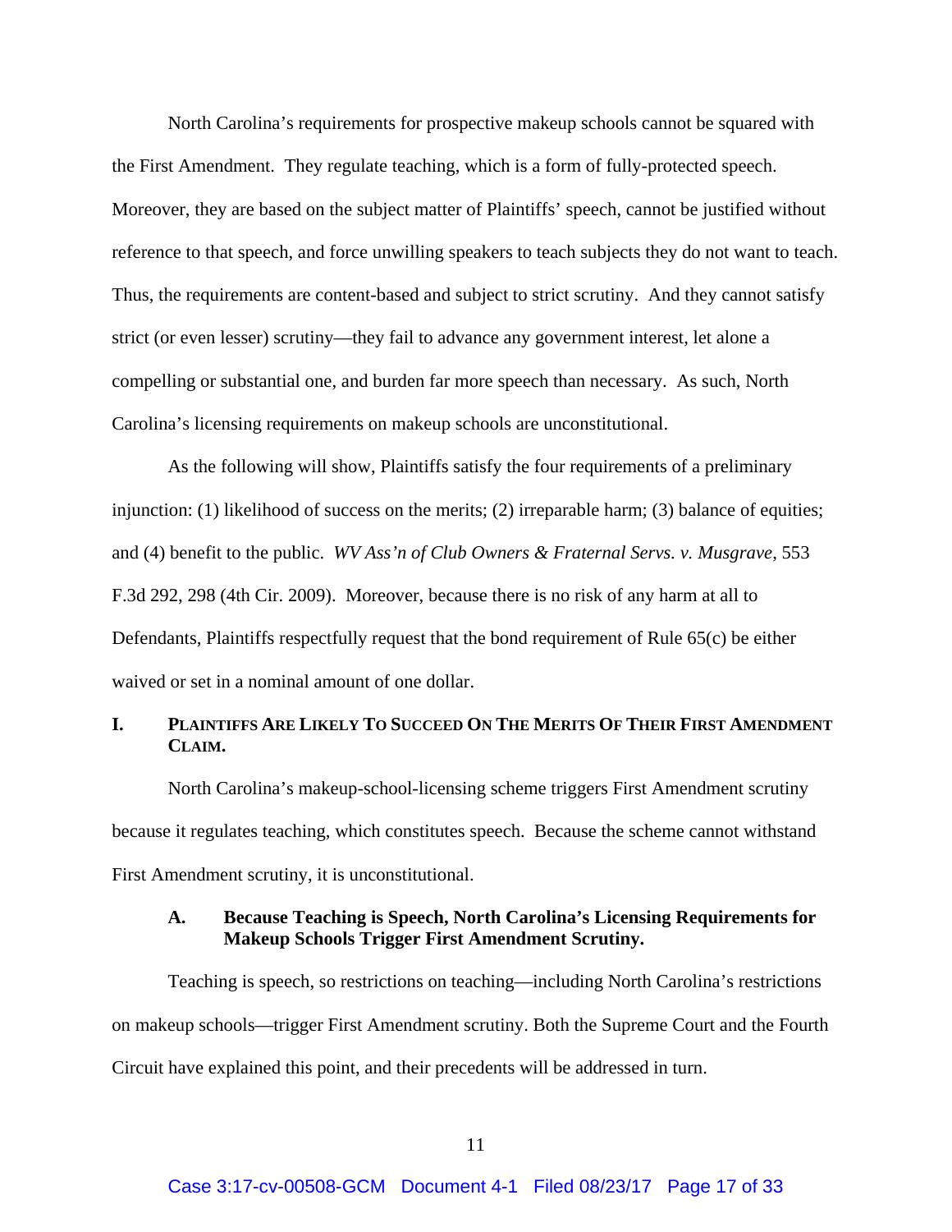North Carolina's requirements for prospective makeup schools cannot be squared with the First Amendment. They regulate teaching, which is a form of fully-protected speech. Moreover, they are based on the subject matter of Plaintiffs' speech, cannot be justified without reference to that speech, and force unwilling speakers to teach subjects they do not want to teach. Thus, the requirements are content-based and subject to strict scrutiny. And they cannot satisfy strict (or even lesser) scrutiny—they fail to advance any government interest, let alone a compelling or substantial one, and burden far more speech than necessary. As such, North Carolina's licensing requirements on makeup schools are unconstitutional.

As the following will show, Plaintiffs satisfy the four requirements of a preliminary injunction: (1) likelihood of success on the merits; (2) irreparable harm; (3) balance of equities; and (4) benefit to the public. *WV Ass'n of Club Owners & Fraternal Servs. v. Musgrave*, 553 F.3d 292, 298 (4th Cir. 2009). Moreover, because there is no risk of any harm at all to Defendants, Plaintiffs respectfully request that the bond requirement of Rule 65(c) be either waived or set in a nominal amount of one dollar.

## I. PLAINTIFFS ARE LIKELY TO SUCCEED ON THE MERITS OF THEIR FIRST AMENDMENT CLAIM.

North Carolina's makeup-school-licensing scheme triggers First Amendment scrutiny because it regulates teaching, which constitutes speech. Because the scheme cannot withstand First Amendment scrutiny, it is unconstitutional.

### A. Because Teaching is Speech, North Carolina's Licensing Requirements for Makeup Schools Trigger First Amendment Scrutiny.

Teaching is speech, so restrictions on teaching—including North Carolina's restrictions on makeup schools—trigger First Amendment scrutiny. Both the Supreme Court and the Fourth Circuit have explained this point, and their precedents will be addressed in turn.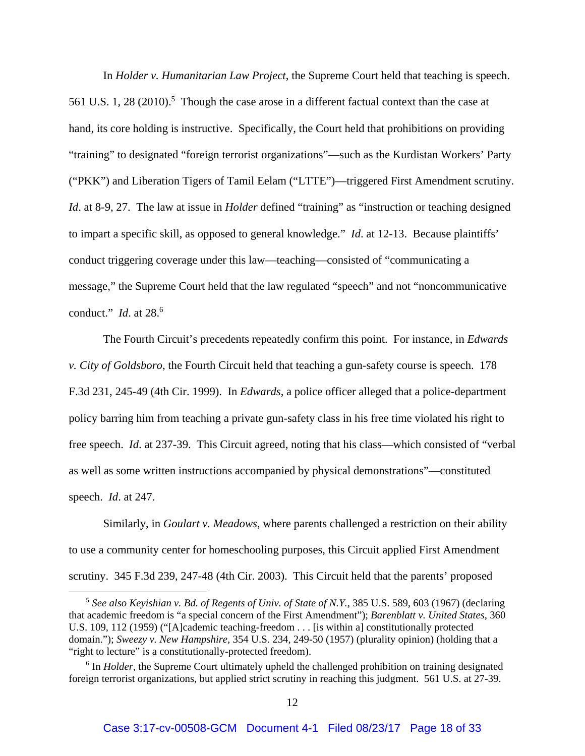In *Holder v. Humanitarian Law Project*, the Supreme Court held that teaching is speech. 561 U.S. 1, 28 (2010).[5] Though the case arose in a different factual context than the case at hand, its core holding is instructive. Specifically, the Court held that prohibitions on providing "training" to designated "foreign terrorist organizations"—such as the Kurdistan Workers' Party ("PKK") and Liberation Tigers of Tamil Eelam ("LTTE")—triggered First Amendment scrutiny. *Id*. at 8-9, 27. The law at issue in *Holder* defined "training" as "instruction or teaching designed to impart a specific skill, as opposed to general knowledge." *Id*. at 12-13. Because plaintiffs' conduct triggering coverage under this law—teaching—consisted of "communicating a message," the Supreme Court held that the law regulated "speech" and not "noncommunicative conduct." *Id*. at 28.[6]

The Fourth Circuit's precedents repeatedly confirm this point. For instance, in *Edwards v. City of Goldsboro*, the Fourth Circuit held that teaching a gun-safety course is speech. 178 F.3d 231, 245-49 (4th Cir. 1999). In *Edwards*, a police officer alleged that a police-department policy barring him from teaching a private gun-safety class in his free time violated his right to free speech. *Id*. at 237-39. This Circuit agreed, noting that his class—which consisted of "verbal as well as some written instructions accompanied by physical demonstrations"—constituted speech. *Id*. at 247.

Similarly, in *Goulart v. Meadows*, where parents challenged a restriction on their ability to use a community center for homeschooling purposes, this Circuit applied First Amendment scrutiny. 345 F.3d 239, 247-48 (4th Cir. 2003). This Circuit held that the parents' proposed

---

[5] *See also Keyishian v. Bd. of Regents of Univ. of State of N.Y.*, 385 U.S. 589, 603 (1967) (declaring that academic freedom is "a special concern of the First Amendment"); *Barenblatt v. United States*, 360 U.S. 109, 112 (1959) ("[A]cademic teaching-freedom . . . [is within a] constitutionally protected domain."); *Sweezy v. New Hampshire*, 354 U.S. 234, 249-50 (1957) (plurality opinion) (holding that a "right to lecture" is a constitutionally-protected freedom).

[6] In *Holder*, the Supreme Court ultimately upheld the challenged prohibition on training designated foreign terrorist organizations, but applied strict scrutiny in reaching this judgment. 561 U.S. at 27-39.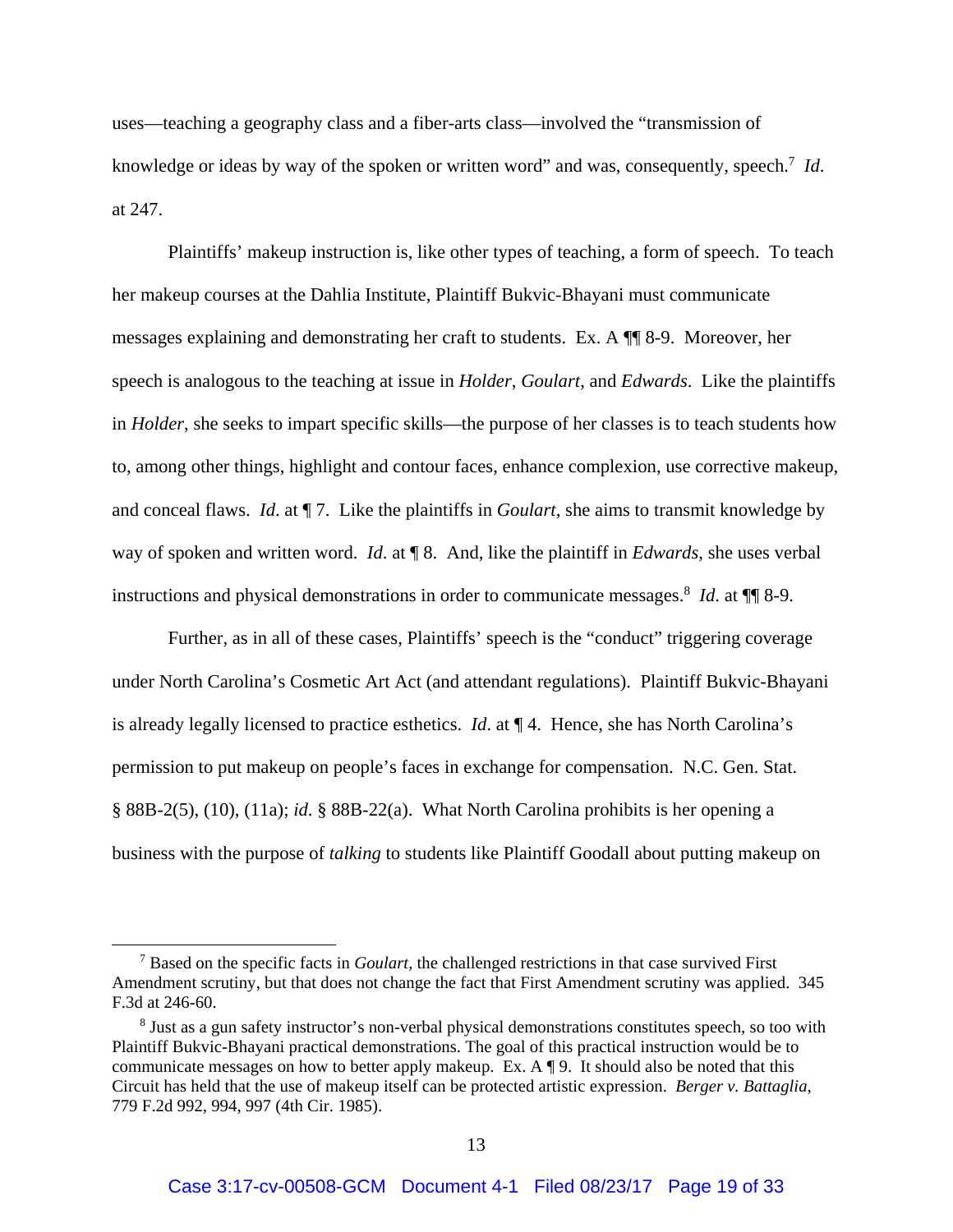uses—teaching a geography class and a fiber-arts class—involved the "transmission of knowledge or ideas by way of the spoken or written word" and was, consequently, speech.[7] *Id.* at 247.

Plaintiffs' makeup instruction is, like other types of teaching, a form of speech. To teach her makeup courses at the Dahlia Institute, Plaintiff Bukvic-Bhayani must communicate messages explaining and demonstrating her craft to students. Ex. A ¶¶ 8-9. Moreover, her speech is analogous to the teaching at issue in *Holder*, *Goulart*, and *Edwards*. Like the plaintiffs in *Holder*, she seeks to impart specific skills—the purpose of her classes is to teach students how to, among other things, highlight and contour faces, enhance complexion, use corrective makeup, and conceal flaws. *Id*. at ¶ 7. Like the plaintiffs in *Goulart*, she aims to transmit knowledge by way of spoken and written word. *Id*. at ¶ 8. And, like the plaintiff in *Edwards*, she uses verbal instructions and physical demonstrations in order to communicate messages.[8] *Id*. at ¶¶ 8-9.

Further, as in all of these cases, Plaintiffs' speech is the "conduct" triggering coverage under North Carolina's Cosmetic Art Act (and attendant regulations). Plaintiff Bukvic-Bhayani is already legally licensed to practice esthetics. *Id*. at ¶ 4. Hence, she has North Carolina's permission to put makeup on people's faces in exchange for compensation. N.C. Gen. Stat. § 88B-2(5), (10), (11a); *id*. § 88B-22(a). What North Carolina prohibits is her opening a business with the purpose of *talking* to students like Plaintiff Goodall about putting makeup on

---

[7] Based on the specific facts in *Goulart*, the challenged restrictions in that case survived First Amendment scrutiny, but that does not change the fact that First Amendment scrutiny was applied. 345 F.3d at 246-60.

[8] Just as a gun safety instructor's non-verbal physical demonstrations constitutes speech, so too with Plaintiff Bukvic-Bhayani practical demonstrations. The goal of this practical instruction would be to communicate messages on how to better apply makeup. Ex. A ¶ 9. It should also be noted that this Circuit has held that the use of makeup itself can be protected artistic expression. *Berger v. Battaglia*, 779 F.2d 992, 994, 997 (4th Cir. 1985).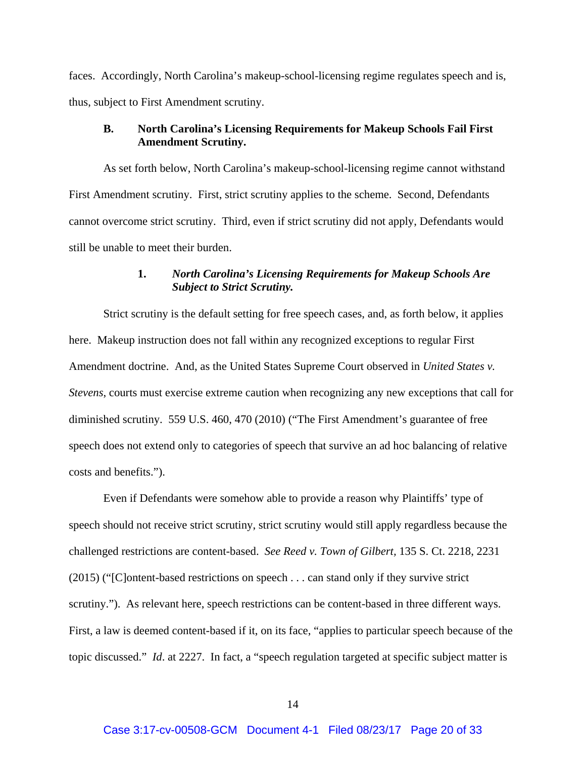faces. Accordingly, North Carolina's makeup-school-licensing regime regulates speech and is, thus, subject to First Amendment scrutiny.

### B. North Carolina's Licensing Requirements for Makeup Schools Fail First Amendment Scrutiny.

As set forth below, North Carolina's makeup-school-licensing regime cannot withstand First Amendment scrutiny. First, strict scrutiny applies to the scheme. Second, Defendants cannot overcome strict scrutiny. Third, even if strict scrutiny did not apply, Defendants would still be unable to meet their burden.

#### 1. *North Carolina's Licensing Requirements for Makeup Schools Are Subject to Strict Scrutiny.*

Strict scrutiny is the default setting for free speech cases, and, as forth below, it applies here. Makeup instruction does not fall within any recognized exceptions to regular First Amendment doctrine. And, as the United States Supreme Court observed in *United States v. Stevens*, courts must exercise extreme caution when recognizing any new exceptions that call for diminished scrutiny. 559 U.S. 460, 470 (2010) ("The First Amendment's guarantee of free speech does not extend only to categories of speech that survive an ad hoc balancing of relative costs and benefits.").

Even if Defendants were somehow able to provide a reason why Plaintiffs' type of speech should not receive strict scrutiny, strict scrutiny would still apply regardless because the challenged restrictions are content-based. *See Reed v. Town of Gilbert,* 135 S. Ct. 2218, 2231 (2015) ("[C]ontent-based restrictions on speech . . . can stand only if they survive strict scrutiny."). As relevant here, speech restrictions can be content-based in three different ways. First, a law is deemed content-based if it, on its face, "applies to particular speech because of the topic discussed." *Id*. at 2227. In fact, a "speech regulation targeted at specific subject matter is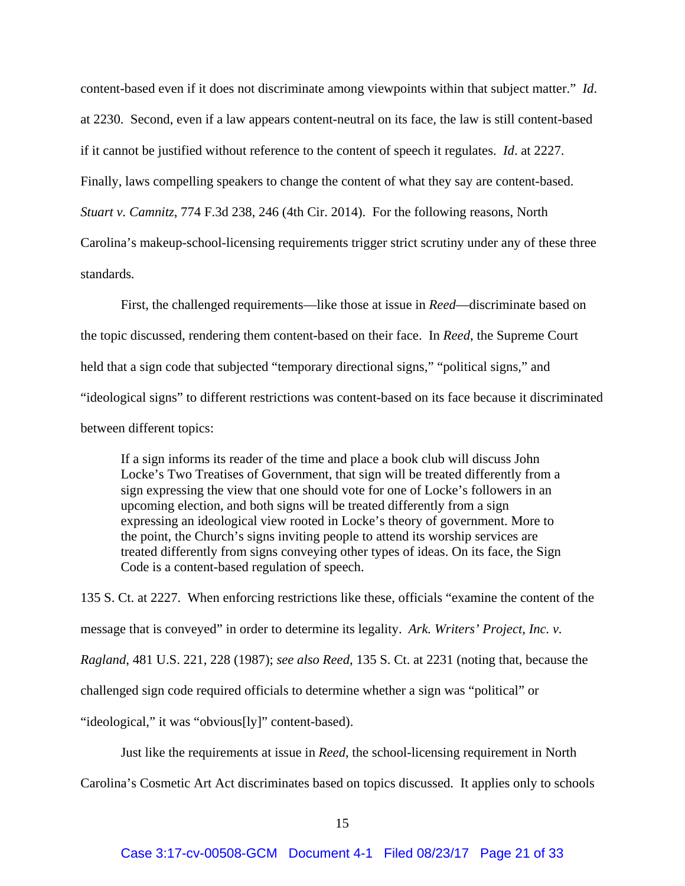content-based even if it does not discriminate among viewpoints within that subject matter." *Id*. at 2230. Second, even if a law appears content-neutral on its face, the law is still content-based if it cannot be justified without reference to the content of speech it regulates. *Id*. at 2227. Finally, laws compelling speakers to change the content of what they say are content-based. *Stuart v. Camnitz*, 774 F.3d 238, 246 (4th Cir. 2014). For the following reasons, North Carolina's makeup-school-licensing requirements trigger strict scrutiny under any of these three standards.

First, the challenged requirements—like those at issue in *Reed*—discriminate based on the topic discussed, rendering them content-based on their face. In *Reed*, the Supreme Court held that a sign code that subjected "temporary directional signs," "political signs," and "ideological signs" to different restrictions was content-based on its face because it discriminated between different topics:

> If a sign informs its reader of the time and place a book club will discuss John Locke's Two Treatises of Government, that sign will be treated differently from a sign expressing the view that one should vote for one of Locke's followers in an upcoming election, and both signs will be treated differently from a sign expressing an ideological view rooted in Locke's theory of government. More to the point, the Church's signs inviting people to attend its worship services are treated differently from signs conveying other types of ideas. On its face, the Sign Code is a content-based regulation of speech.

135 S. Ct. at 2227. When enforcing restrictions like these, officials "examine the content of the message that is conveyed" in order to determine its legality. *Ark. Writers' Project, Inc. v. Ragland*, 481 U.S. 221, 228 (1987); *see also Reed*, 135 S. Ct. at 2231 (noting that, because the challenged sign code required officials to determine whether a sign was "political" or "ideological," it was "obvious[ly]" content-based).

Just like the requirements at issue in *Reed*, the school-licensing requirement in North Carolina's Cosmetic Art Act discriminates based on topics discussed. It applies only to schools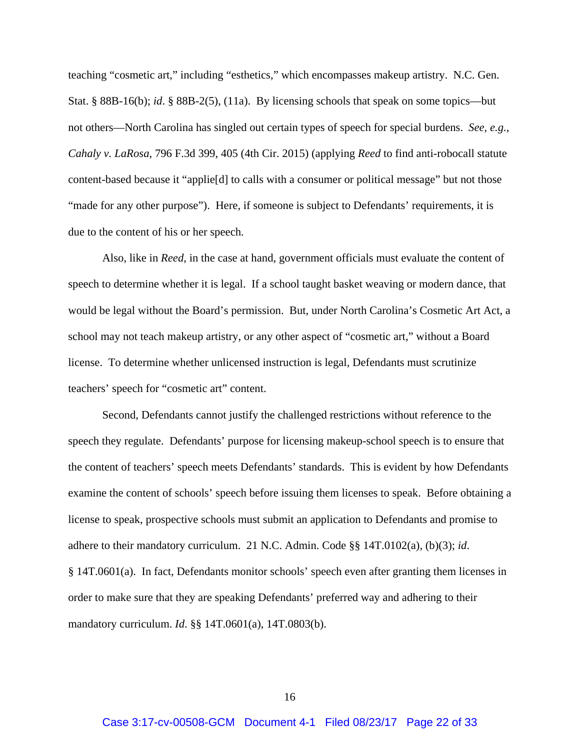teaching "cosmetic art," including "esthetics," which encompasses makeup artistry. N.C. Gen. Stat. § 88B-16(b); *id*. § 88B-2(5), (11a). By licensing schools that speak on some topics—but not others—North Carolina has singled out certain types of speech for special burdens. *See, e.g.*, *Cahaly v. LaRosa*, 796 F.3d 399, 405 (4th Cir. 2015) (applying *Reed* to find anti-robocall statute content-based because it "applie[d] to calls with a consumer or political message" but not those "made for any other purpose"). Here, if someone is subject to Defendants' requirements, it is due to the content of his or her speech.

Also, like in *Reed*, in the case at hand, government officials must evaluate the content of speech to determine whether it is legal. If a school taught basket weaving or modern dance, that would be legal without the Board's permission. But, under North Carolina's Cosmetic Art Act, a school may not teach makeup artistry, or any other aspect of "cosmetic art," without a Board license. To determine whether unlicensed instruction is legal, Defendants must scrutinize teachers' speech for "cosmetic art" content.

Second, Defendants cannot justify the challenged restrictions without reference to the speech they regulate. Defendants' purpose for licensing makeup-school speech is to ensure that the content of teachers' speech meets Defendants' standards. This is evident by how Defendants examine the content of schools' speech before issuing them licenses to speak. Before obtaining a license to speak, prospective schools must submit an application to Defendants and promise to adhere to their mandatory curriculum. 21 N.C. Admin. Code §§ 14T.0102(a), (b)(3); *id*. § 14T.0601(a). In fact, Defendants monitor schools' speech even after granting them licenses in order to make sure that they are speaking Defendants' preferred way and adhering to their mandatory curriculum. *Id.* §§ 14T.0601(a), 14T.0803(b).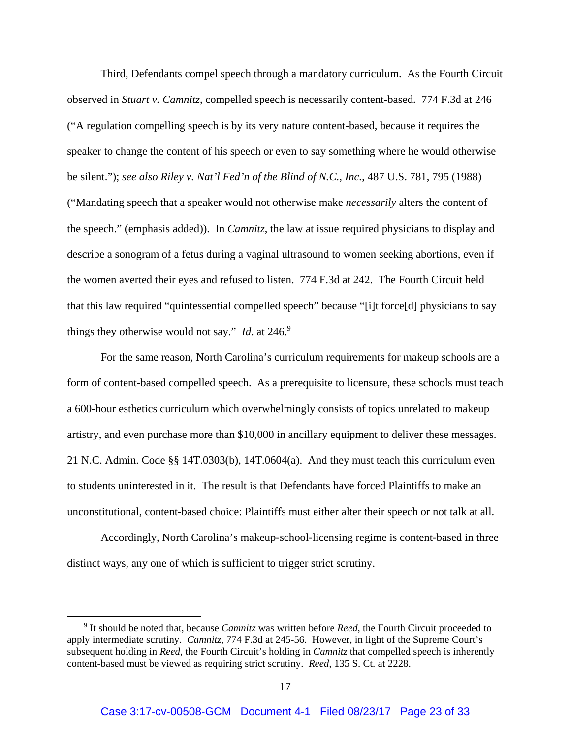Third, Defendants compel speech through a mandatory curriculum. As the Fourth Circuit observed in *Stuart v. Camnitz*, compelled speech is necessarily content-based. 774 F.3d at 246 ("A regulation compelling speech is by its very nature content-based, because it requires the speaker to change the content of his speech or even to say something where he would otherwise be silent."); *see also Riley v. Nat'l Fed'n of the Blind of N.C., Inc.*, 487 U.S. 781, 795 (1988) ("Mandating speech that a speaker would not otherwise make *necessarily* alters the content of the speech." (emphasis added)). In *Camnitz*, the law at issue required physicians to display and describe a sonogram of a fetus during a vaginal ultrasound to women seeking abortions, even if the women averted their eyes and refused to listen. 774 F.3d at 242. The Fourth Circuit held that this law required "quintessential compelled speech" because "[i]t force[d] physicians to say things they otherwise would not say." *Id*. at 246.[9]

For the same reason, North Carolina's curriculum requirements for makeup schools are a form of content-based compelled speech. As a prerequisite to licensure, these schools must teach a 600-hour esthetics curriculum which overwhelmingly consists of topics unrelated to makeup artistry, and even purchase more than $10,000 in ancillary equipment to deliver these messages. 21 N.C. Admin. Code §§ 14T.0303(b), 14T.0604(a). And they must teach this curriculum even to students uninterested in it. The result is that Defendants have forced Plaintiffs to make an unconstitutional, content-based choice: Plaintiffs must either alter their speech or not talk at all.

Accordingly, North Carolina's makeup-school-licensing regime is content-based in three distinct ways, any one of which is sufficient to trigger strict scrutiny.

---

[9] It should be noted that, because *Camnitz* was written before *Reed*, the Fourth Circuit proceeded to apply intermediate scrutiny. *Camnitz*, 774 F.3d at 245-56. However, in light of the Supreme Court's subsequent holding in *Reed*, the Fourth Circuit's holding in *Camnitz* that compelled speech is inherently content-based must be viewed as requiring strict scrutiny. *Reed*, 135 S. Ct. at 2228.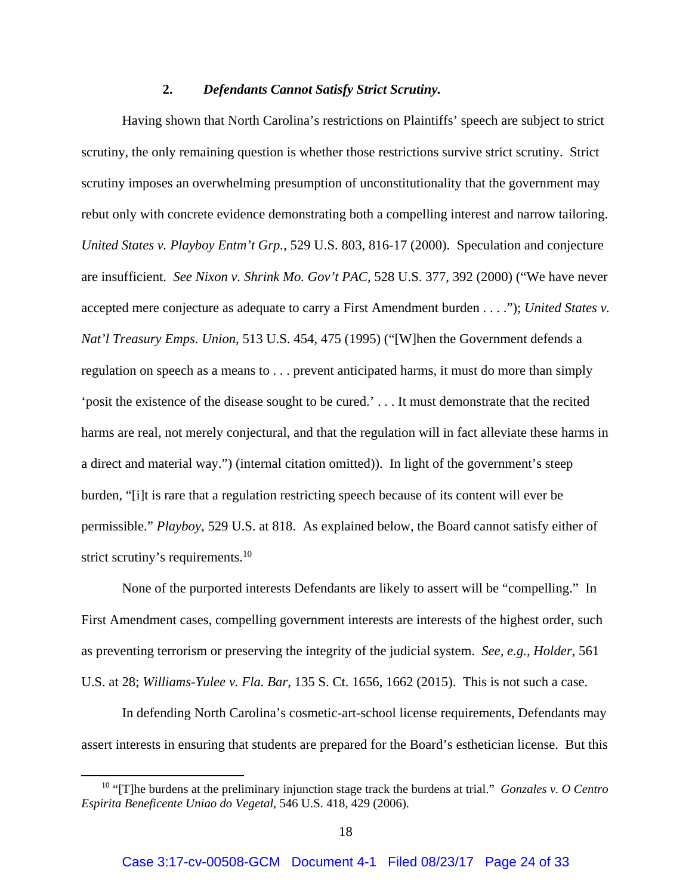### 2. *Defendants Cannot Satisfy Strict Scrutiny.*

Having shown that North Carolina's restrictions on Plaintiffs' speech are subject to strict scrutiny, the only remaining question is whether those restrictions survive strict scrutiny. Strict scrutiny imposes an overwhelming presumption of unconstitutionality that the government may rebut only with concrete evidence demonstrating both a compelling interest and narrow tailoring. *United States v. Playboy Entm't Grp.*, 529 U.S. 803, 816-17 (2000). Speculation and conjecture are insufficient. *See Nixon v. Shrink Mo. Gov't PAC*, 528 U.S. 377, 392 (2000) ("We have never accepted mere conjecture as adequate to carry a First Amendment burden . . . ."); *United States v. Nat'l Treasury Emps. Union*, 513 U.S. 454, 475 (1995) ("[W]hen the Government defends a regulation on speech as a means to . . . prevent anticipated harms, it must do more than simply 'posit the existence of the disease sought to be cured.' . . . It must demonstrate that the recited harms are real, not merely conjectural, and that the regulation will in fact alleviate these harms in a direct and material way.") (internal citation omitted)). In light of the government's steep burden, "[i]t is rare that a regulation restricting speech because of its content will ever be permissible." *Playboy*, 529 U.S. at 818. As explained below, the Board cannot satisfy either of strict scrutiny's requirements.[10]

None of the purported interests Defendants are likely to assert will be "compelling." In First Amendment cases, compelling government interests are interests of the highest order, such as preventing terrorism or preserving the integrity of the judicial system. *See, e.g.*, *Holder*, 561 U.S. at 28; *Williams-Yulee v. Fla. Bar*, 135 S. Ct. 1656, 1662 (2015). This is not such a case.

In defending North Carolina's cosmetic-art-school license requirements, Defendants may assert interests in ensuring that students are prepared for the Board's esthetician license. But this

[10] "[T]he burdens at the preliminary injunction stage track the burdens at trial." *Gonzales v. O Centro Espirita Beneficente Uniao do Vegetal*, 546 U.S. 418, 429 (2006).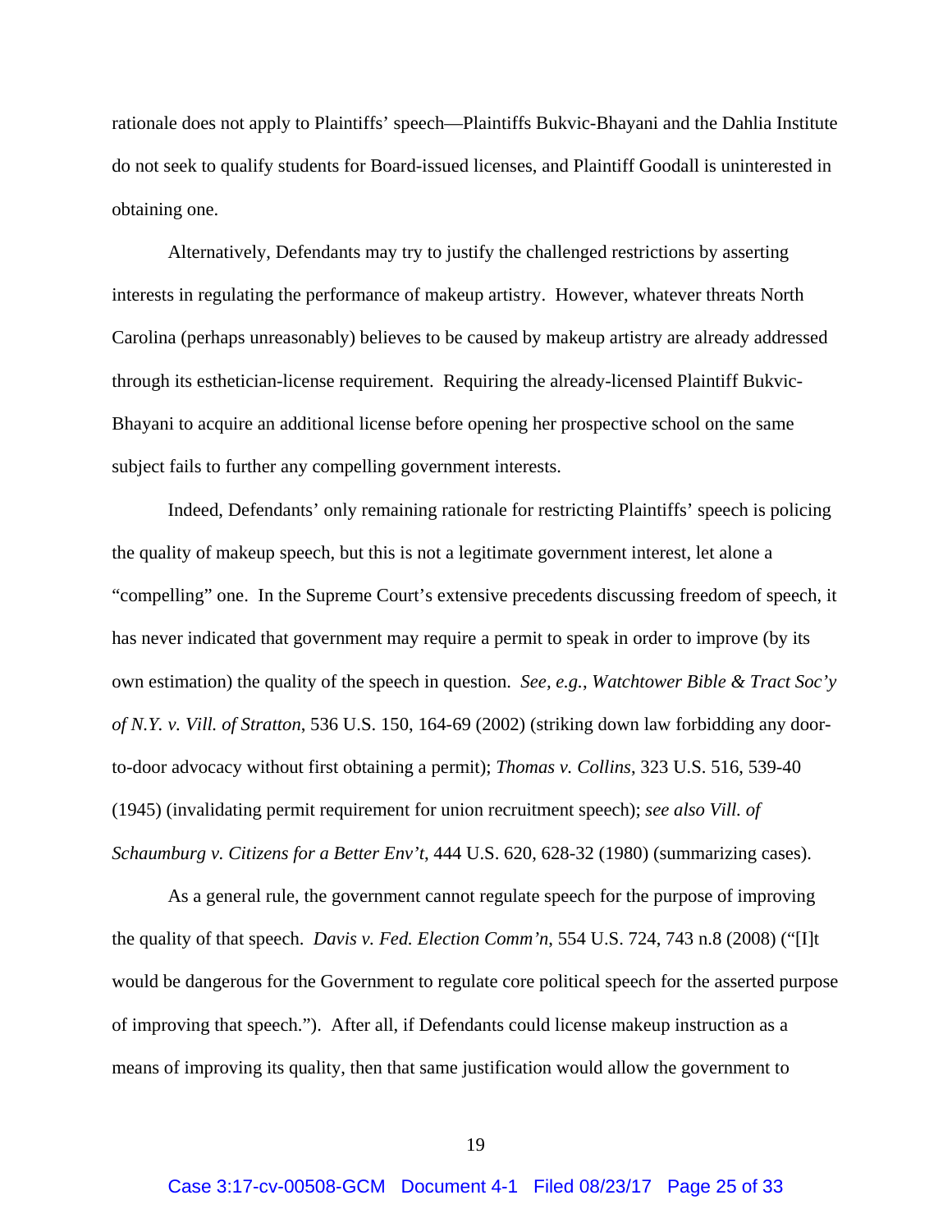rationale does not apply to Plaintiffs' speech—Plaintiffs Bukvic-Bhayani and the Dahlia Institute do not seek to qualify students for Board-issued licenses, and Plaintiff Goodall is uninterested in obtaining one.

Alternatively, Defendants may try to justify the challenged restrictions by asserting interests in regulating the performance of makeup artistry. However, whatever threats North Carolina (perhaps unreasonably) believes to be caused by makeup artistry are already addressed through its esthetician-license requirement. Requiring the already-licensed Plaintiff Bukvic-Bhayani to acquire an additional license before opening her prospective school on the same subject fails to further any compelling government interests.

Indeed, Defendants' only remaining rationale for restricting Plaintiffs' speech is policing the quality of makeup speech, but this is not a legitimate government interest, let alone a "compelling" one. In the Supreme Court's extensive precedents discussing freedom of speech, it has never indicated that government may require a permit to speak in order to improve (by its own estimation) the quality of the speech in question. *See, e.g.*, *Watchtower Bible & Tract Soc'y of N.Y. v. Vill. of Stratton*, 536 U.S. 150, 164-69 (2002) (striking down law forbidding any door-to-door advocacy without first obtaining a permit); *Thomas v. Collins*, 323 U.S. 516, 539-40 (1945) (invalidating permit requirement for union recruitment speech); *see also Vill. of Schaumburg v. Citizens for a Better Env't*, 444 U.S. 620, 628-32 (1980) (summarizing cases).

As a general rule, the government cannot regulate speech for the purpose of improving the quality of that speech. *Davis v. Fed. Election Comm'n*, 554 U.S. 724, 743 n.8 (2008) ("[I]t would be dangerous for the Government to regulate core political speech for the asserted purpose of improving that speech."). After all, if Defendants could license makeup instruction as a means of improving its quality, then that same justification would allow the government to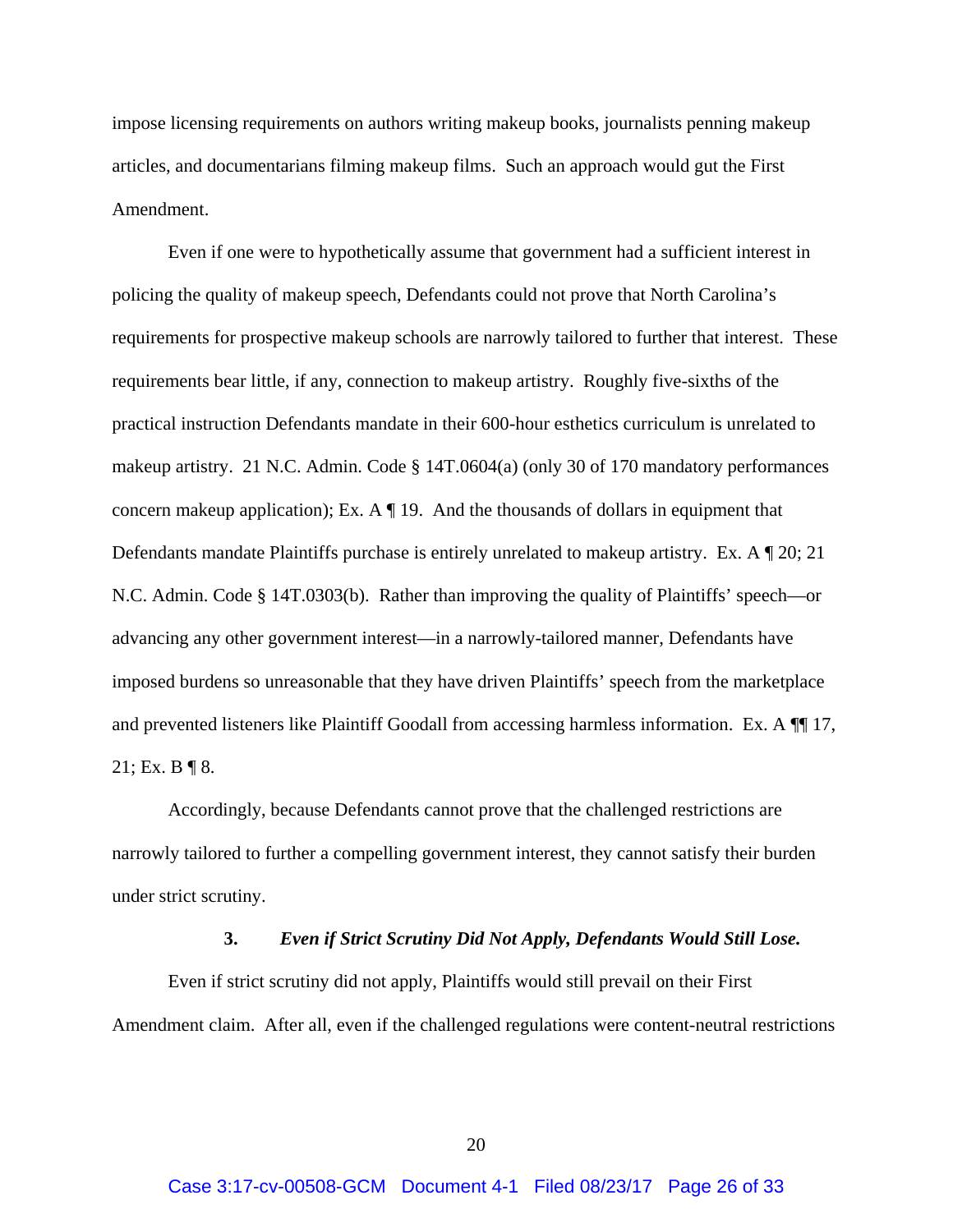impose licensing requirements on authors writing makeup books, journalists penning makeup articles, and documentarians filming makeup films. Such an approach would gut the First Amendment.

Even if one were to hypothetically assume that government had a sufficient interest in policing the quality of makeup speech, Defendants could not prove that North Carolina's requirements for prospective makeup schools are narrowly tailored to further that interest. These requirements bear little, if any, connection to makeup artistry. Roughly five-sixths of the practical instruction Defendants mandate in their 600-hour esthetics curriculum is unrelated to makeup artistry. 21 N.C. Admin. Code § 14T.0604(a) (only 30 of 170 mandatory performances concern makeup application); Ex. A ¶ 19. And the thousands of dollars in equipment that Defendants mandate Plaintiffs purchase is entirely unrelated to makeup artistry. Ex. A ¶ 20; 21 N.C. Admin. Code § 14T.0303(b). Rather than improving the quality of Plaintiffs' speech—or advancing any other government interest—in a narrowly-tailored manner, Defendants have imposed burdens so unreasonable that they have driven Plaintiffs' speech from the marketplace and prevented listeners like Plaintiff Goodall from accessing harmless information. Ex. A ¶¶ 17, 21; Ex. B ¶ 8.

Accordingly, because Defendants cannot prove that the challenged restrictions are narrowly tailored to further a compelling government interest, they cannot satisfy their burden under strict scrutiny.

#### 3. *Even if Strict Scrutiny Did Not Apply, Defendants Would Still Lose.*

Even if strict scrutiny did not apply, Plaintiffs would still prevail on their First Amendment claim. After all, even if the challenged regulations were content-neutral restrictions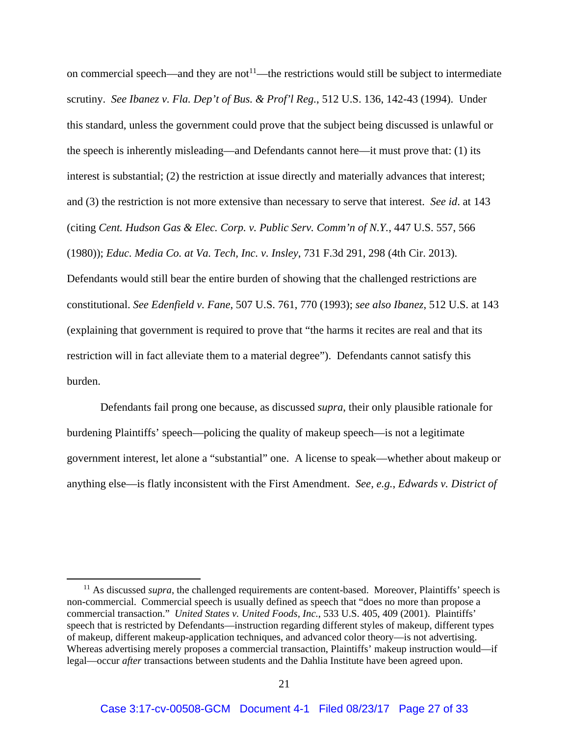on commercial speech—and they are not[11]—the restrictions would still be subject to intermediate scrutiny. *See Ibanez v. Fla. Dep't of Bus. & Prof'l Reg.*, 512 U.S. 136, 142-43 (1994). Under this standard, unless the government could prove that the subject being discussed is unlawful or the speech is inherently misleading—and Defendants cannot here—it must prove that: (1) its interest is substantial; (2) the restriction at issue directly and materially advances that interest; and (3) the restriction is not more extensive than necessary to serve that interest. *See id*. at 143 (citing *Cent. Hudson Gas & Elec. Corp. v. Public Serv. Comm'n of N.Y.*, 447 U.S. 557, 566 (1980)); *Educ. Media Co. at Va. Tech, Inc. v. Insley*, 731 F.3d 291, 298 (4th Cir. 2013). Defendants would still bear the entire burden of showing that the challenged restrictions are constitutional. *See Edenfield v. Fane*, 507 U.S. 761, 770 (1993); *see also Ibanez*, 512 U.S. at 143 (explaining that government is required to prove that "the harms it recites are real and that its restriction will in fact alleviate them to a material degree"). Defendants cannot satisfy this burden.

Defendants fail prong one because, as discussed *supra*, their only plausible rationale for burdening Plaintiffs' speech—policing the quality of makeup speech—is not a legitimate government interest, let alone a "substantial" one. A license to speak—whether about makeup or anything else—is flatly inconsistent with the First Amendment. *See, e.g.*, *Edwards v. District of*

[11] As discussed *supra*, the challenged requirements are content-based. Moreover, Plaintiffs' speech is non-commercial. Commercial speech is usually defined as speech that "does no more than propose a commercial transaction." *United States v. United Foods, Inc.*, 533 U.S. 405, 409 (2001). Plaintiffs' speech that is restricted by Defendants—instruction regarding different styles of makeup, different types of makeup, different makeup-application techniques, and advanced color theory—is not advertising. Whereas advertising merely proposes a commercial transaction, Plaintiffs' makeup instruction would—if legal—occur *after* transactions between students and the Dahlia Institute have been agreed upon.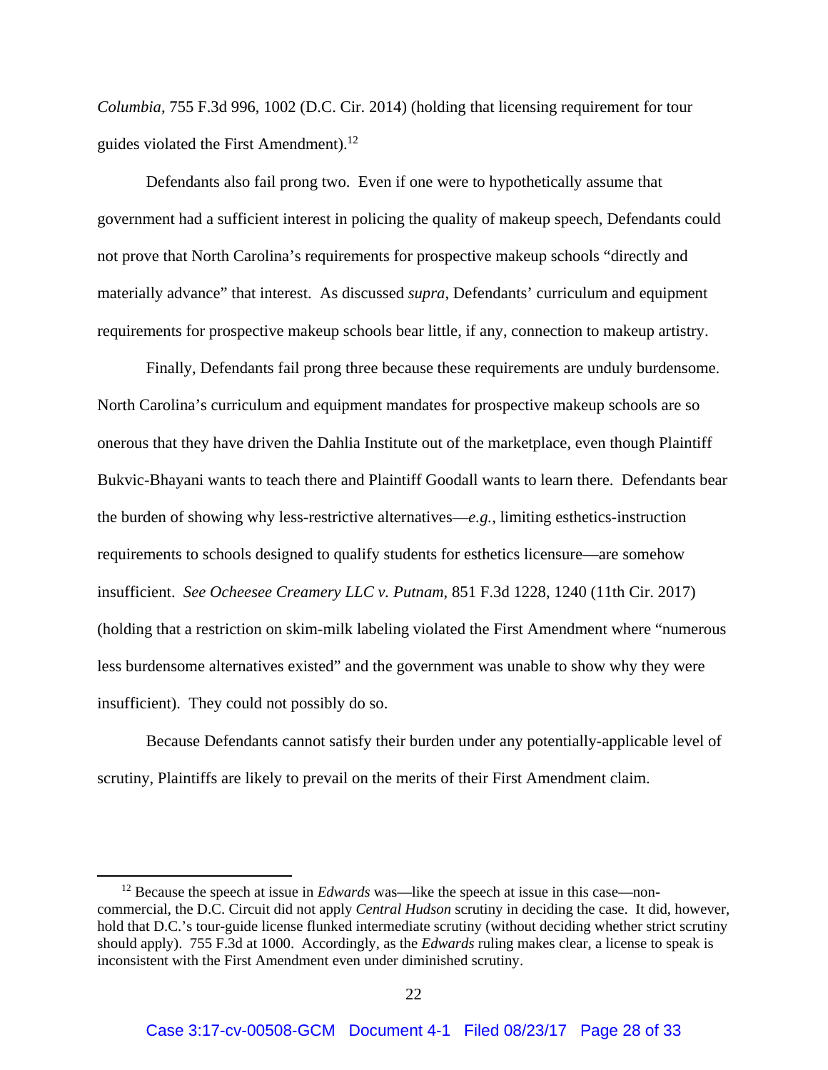*Columbia*, 755 F.3d 996, 1002 (D.C. Cir. 2014) (holding that licensing requirement for tour guides violated the First Amendment).[12]

Defendants also fail prong two. Even if one were to hypothetically assume that government had a sufficient interest in policing the quality of makeup speech, Defendants could not prove that North Carolina's requirements for prospective makeup schools "directly and materially advance" that interest. As discussed *supra*, Defendants' curriculum and equipment requirements for prospective makeup schools bear little, if any, connection to makeup artistry.

Finally, Defendants fail prong three because these requirements are unduly burdensome. North Carolina's curriculum and equipment mandates for prospective makeup schools are so onerous that they have driven the Dahlia Institute out of the marketplace, even though Plaintiff Bukvic-Bhayani wants to teach there and Plaintiff Goodall wants to learn there. Defendants bear the burden of showing why less-restrictive alternatives—*e.g.*, limiting esthetics-instruction requirements to schools designed to qualify students for esthetics licensure—are somehow insufficient. *See Ocheesee Creamery LLC v. Putnam*, 851 F.3d 1228, 1240 (11th Cir. 2017) (holding that a restriction on skim-milk labeling violated the First Amendment where "numerous less burdensome alternatives existed" and the government was unable to show why they were insufficient). They could not possibly do so.

Because Defendants cannot satisfy their burden under any potentially-applicable level of scrutiny, Plaintiffs are likely to prevail on the merits of their First Amendment claim.

---

[12] Because the speech at issue in *Edwards* was—like the speech at issue in this case—non-commercial, the D.C. Circuit did not apply *Central Hudson* scrutiny in deciding the case. It did, however, hold that D.C.'s tour-guide license flunked intermediate scrutiny (without deciding whether strict scrutiny should apply). 755 F.3d at 1000. Accordingly, as the *Edwards* ruling makes clear, a license to speak is inconsistent with the First Amendment even under diminished scrutiny.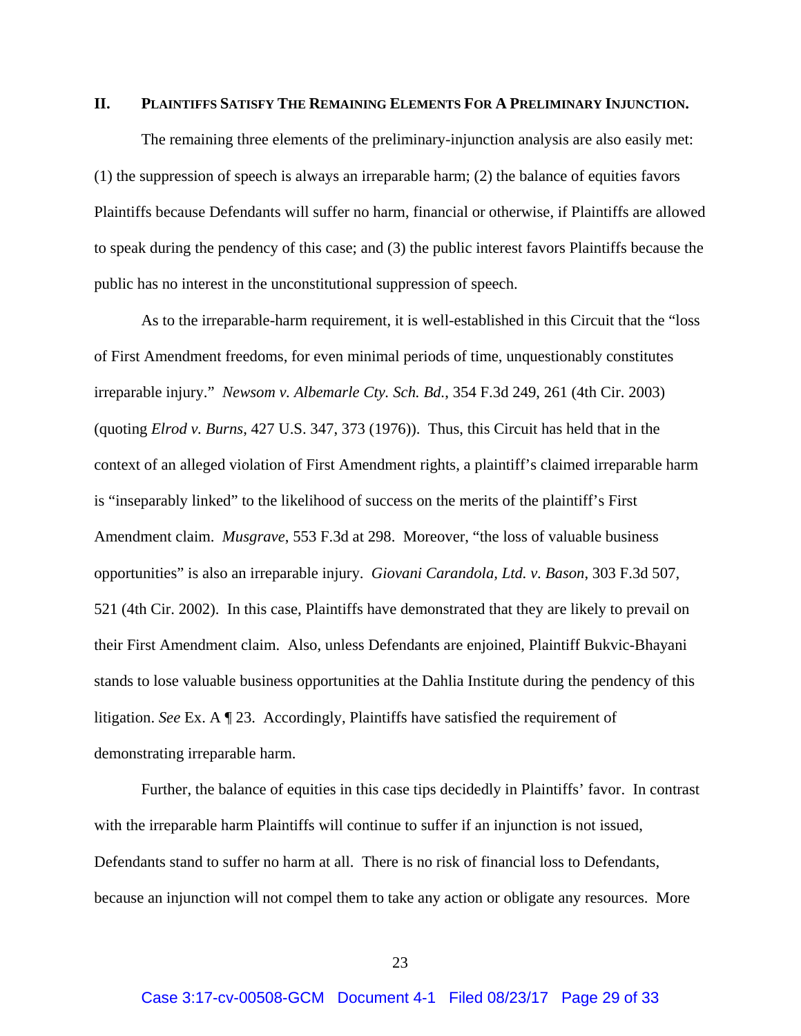## II. Plaintiffs Satisfy The Remaining Elements For A Preliminary Injunction.

The remaining three elements of the preliminary-injunction analysis are also easily met: (1) the suppression of speech is always an irreparable harm; (2) the balance of equities favors Plaintiffs because Defendants will suffer no harm, financial or otherwise, if Plaintiffs are allowed to speak during the pendency of this case; and (3) the public interest favors Plaintiffs because the public has no interest in the unconstitutional suppression of speech.

As to the irreparable-harm requirement, it is well-established in this Circuit that the "loss of First Amendment freedoms, for even minimal periods of time, unquestionably constitutes irreparable injury." *Newsom v. Albemarle Cty. Sch. Bd.*, 354 F.3d 249, 261 (4th Cir. 2003) (quoting *Elrod v. Burns*, 427 U.S. 347, 373 (1976)). Thus, this Circuit has held that in the context of an alleged violation of First Amendment rights, a plaintiff's claimed irreparable harm is "inseparably linked" to the likelihood of success on the merits of the plaintiff's First Amendment claim. *Musgrave*, 553 F.3d at 298. Moreover, "the loss of valuable business opportunities" is also an irreparable injury. *Giovani Carandola, Ltd. v. Bason*, 303 F.3d 507, 521 (4th Cir. 2002). In this case, Plaintiffs have demonstrated that they are likely to prevail on their First Amendment claim. Also, unless Defendants are enjoined, Plaintiff Bukvic-Bhayani stands to lose valuable business opportunities at the Dahlia Institute during the pendency of this litigation. *See* Ex. A ¶ 23. Accordingly, Plaintiffs have satisfied the requirement of demonstrating irreparable harm.

Further, the balance of equities in this case tips decidedly in Plaintiffs' favor. In contrast with the irreparable harm Plaintiffs will continue to suffer if an injunction is not issued, Defendants stand to suffer no harm at all. There is no risk of financial loss to Defendants, because an injunction will not compel them to take any action or obligate any resources. More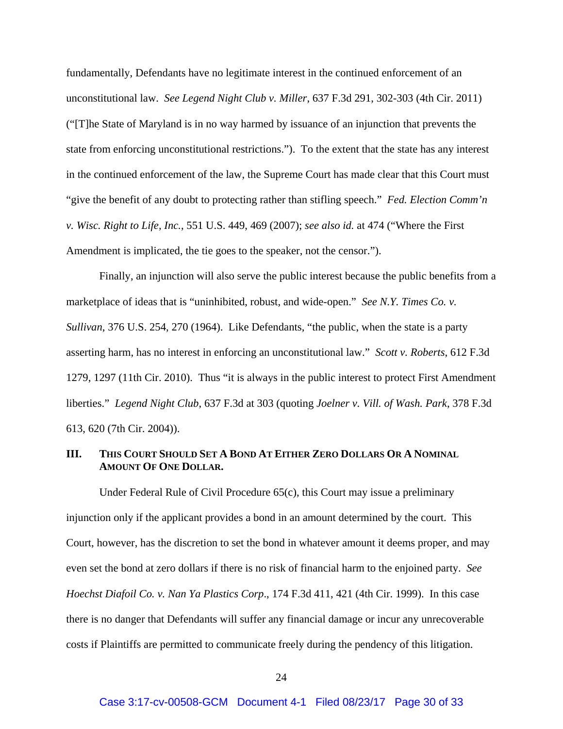fundamentally, Defendants have no legitimate interest in the continued enforcement of an unconstitutional law. *See Legend Night Club v. Miller*, 637 F.3d 291, 302-303 (4th Cir. 2011) ("[T]he State of Maryland is in no way harmed by issuance of an injunction that prevents the state from enforcing unconstitutional restrictions."). To the extent that the state has any interest in the continued enforcement of the law, the Supreme Court has made clear that this Court must "give the benefit of any doubt to protecting rather than stifling speech." *Fed. Election Comm'n v. Wisc. Right to Life, Inc.*, 551 U.S. 449, 469 (2007); *see also id.* at 474 ("Where the First Amendment is implicated, the tie goes to the speaker, not the censor.").

Finally, an injunction will also serve the public interest because the public benefits from a marketplace of ideas that is "uninhibited, robust, and wide-open." *See N.Y. Times Co. v. Sullivan*, 376 U.S. 254, 270 (1964). Like Defendants, "the public, when the state is a party asserting harm, has no interest in enforcing an unconstitutional law." *Scott v. Roberts*, 612 F.3d 1279, 1297 (11th Cir. 2010). Thus "it is always in the public interest to protect First Amendment liberties." *Legend Night Club*, 637 F.3d at 303 (quoting *Joelner v. Vill. of Wash. Park*, 378 F.3d 613, 620 (7th Cir. 2004)).

## III. This Court Should Set A Bond At Either Zero Dollars Or A Nominal Amount Of One Dollar.

Under Federal Rule of Civil Procedure 65(c), this Court may issue a preliminary injunction only if the applicant provides a bond in an amount determined by the court. This Court, however, has the discretion to set the bond in whatever amount it deems proper, and may even set the bond at zero dollars if there is no risk of financial harm to the enjoined party. *See Hoechst Diafoil Co. v. Nan Ya Plastics Corp*., 174 F.3d 411, 421 (4th Cir. 1999). In this case there is no danger that Defendants will suffer any financial damage or incur any unrecoverable costs if Plaintiffs are permitted to communicate freely during the pendency of this litigation.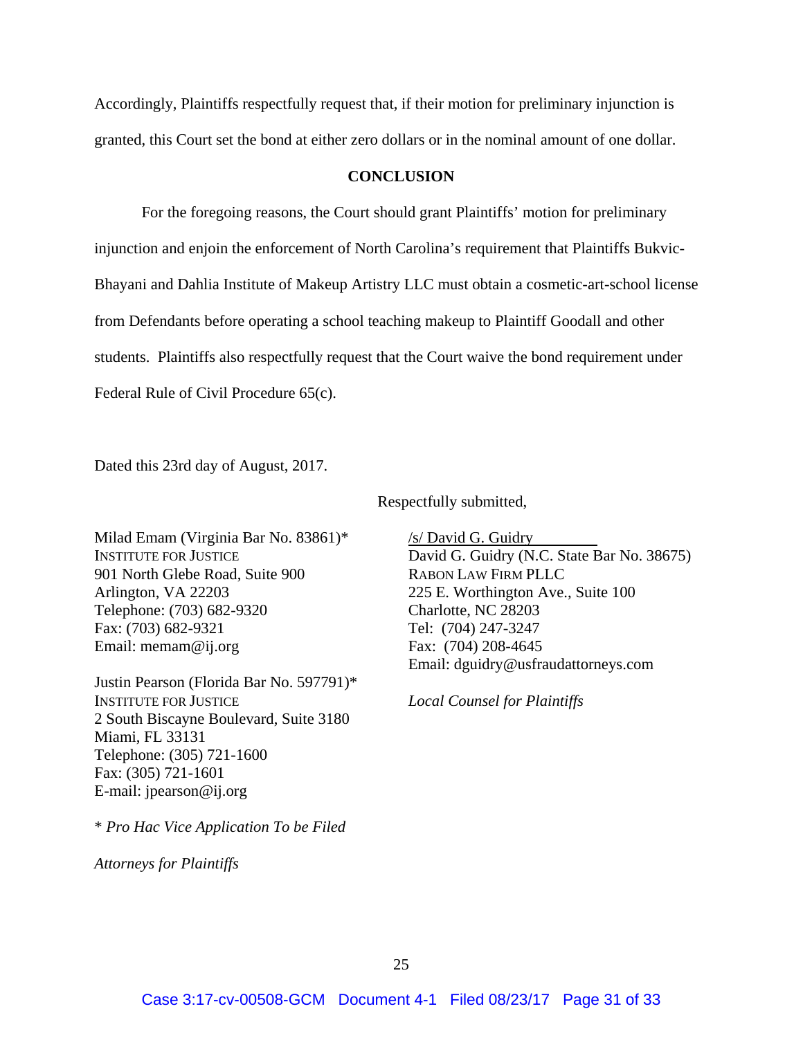Accordingly, Plaintiffs respectfully request that, if their motion for preliminary injunction is granted, this Court set the bond at either zero dollars or in the nominal amount of one dollar.

**CONCLUSION**

For the foregoing reasons, the Court should grant Plaintiffs' motion for preliminary injunction and enjoin the enforcement of North Carolina's requirement that Plaintiffs Bukvic-Bhayani and Dahlia Institute of Makeup Artistry LLC must obtain a cosmetic-art-school license from Defendants before operating a school teaching makeup to Plaintiff Goodall and other students. Plaintiffs also respectfully request that the Court waive the bond requirement under Federal Rule of Civil Procedure 65(c).

Dated this 23rd day of August, 2017.

Respectfully submitted,

Milad Emam (Virginia Bar No. 83861)*
INSTITUTE FOR JUSTICE
901 North Glebe Road, Suite 900
Arlington, VA 22203
Telephone: (703) 682-9320
Fax: (703) 682-9321
Email: memam@ij.org

Justin Pearson (Florida Bar No. 597791)*
INSTITUTE FOR JUSTICE
2 South Biscayne Boulevard, Suite 3180
Miami, FL 33131
Telephone: (305) 721-1600
Fax: (305) 721-1601
E-mail: jpearson@ij.org

\* *Pro Hac Vice Application To be Filed*

*Attorneys for Plaintiffs*

/s/ David G. Guidry
David G. Guidry (N.C. State Bar No. 38675)
RABON LAW FIRM PLLC
225 E. Worthington Ave., Suite 100
Charlotte, NC 28203
Tel: (704) 247-3247
Fax: (704) 208-4645
Email: dguidry@usfraudattorneys.com

*Local Counsel for Plaintiffs*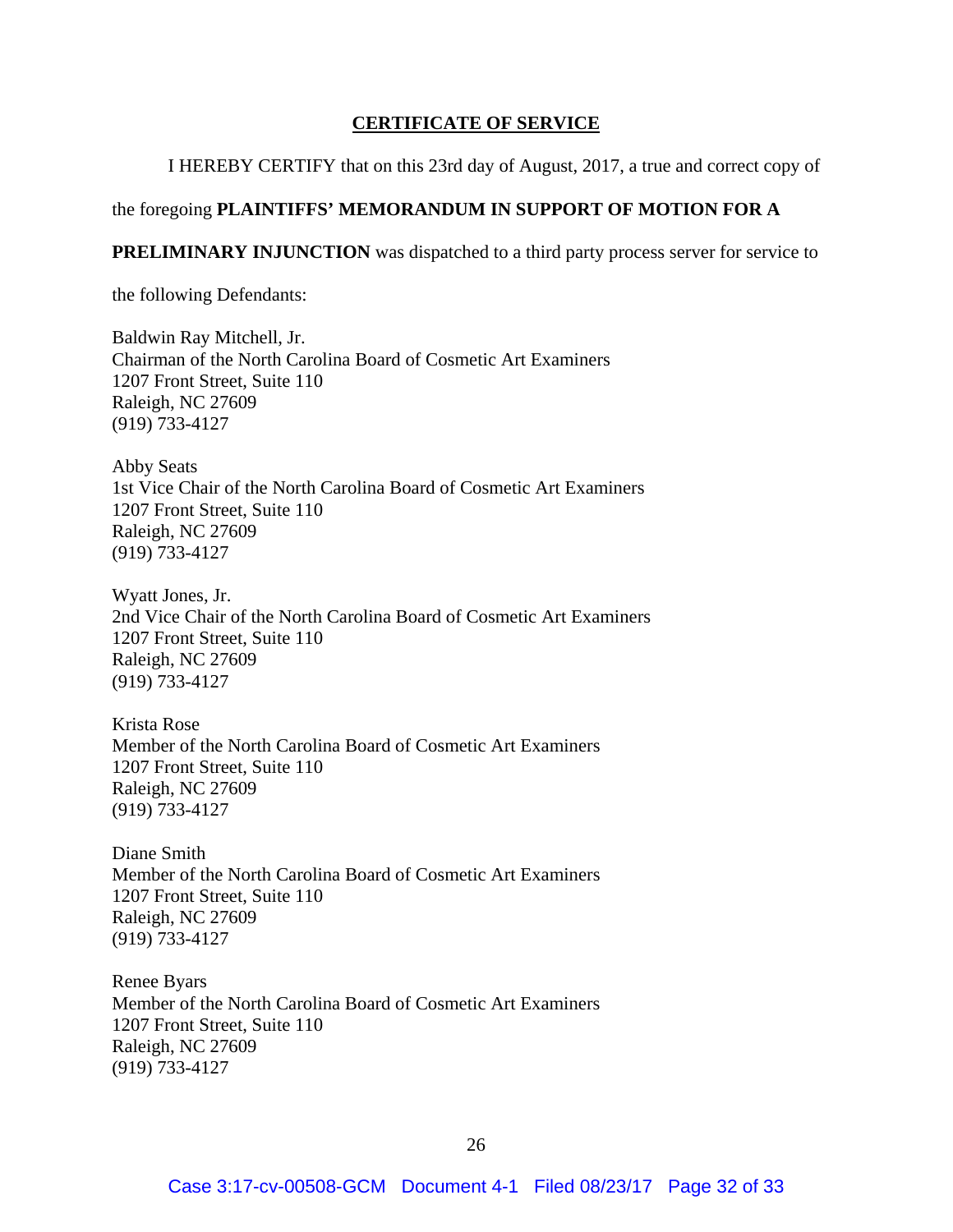**<u>CERTIFICATE OF SERVICE</u>**

I HEREBY CERTIFY that on this 23rd day of August, 2017, a true and correct copy of the foregoing **PLAINTIFFS' MEMORANDUM IN SUPPORT OF MOTION FOR A PRELIMINARY INJUNCTION** was dispatched to a third party process server for service to the following Defendants:

Baldwin Ray Mitchell, Jr.
Chairman of the North Carolina Board of Cosmetic Art Examiners
1207 Front Street, Suite 110
Raleigh, NC 27609
(919) 733-4127

Abby Seats
1st Vice Chair of the North Carolina Board of Cosmetic Art Examiners
1207 Front Street, Suite 110
Raleigh, NC 27609
(919) 733-4127

Wyatt Jones, Jr.
2nd Vice Chair of the North Carolina Board of Cosmetic Art Examiners
1207 Front Street, Suite 110
Raleigh, NC 27609
(919) 733-4127

Krista Rose
Member of the North Carolina Board of Cosmetic Art Examiners
1207 Front Street, Suite 110
Raleigh, NC 27609
(919) 733-4127

Diane Smith
Member of the North Carolina Board of Cosmetic Art Examiners
1207 Front Street, Suite 110
Raleigh, NC 27609
(919) 733-4127

Renee Byars
Member of the North Carolina Board of Cosmetic Art Examiners
1207 Front Street, Suite 110
Raleigh, NC 27609
(919) 733-4127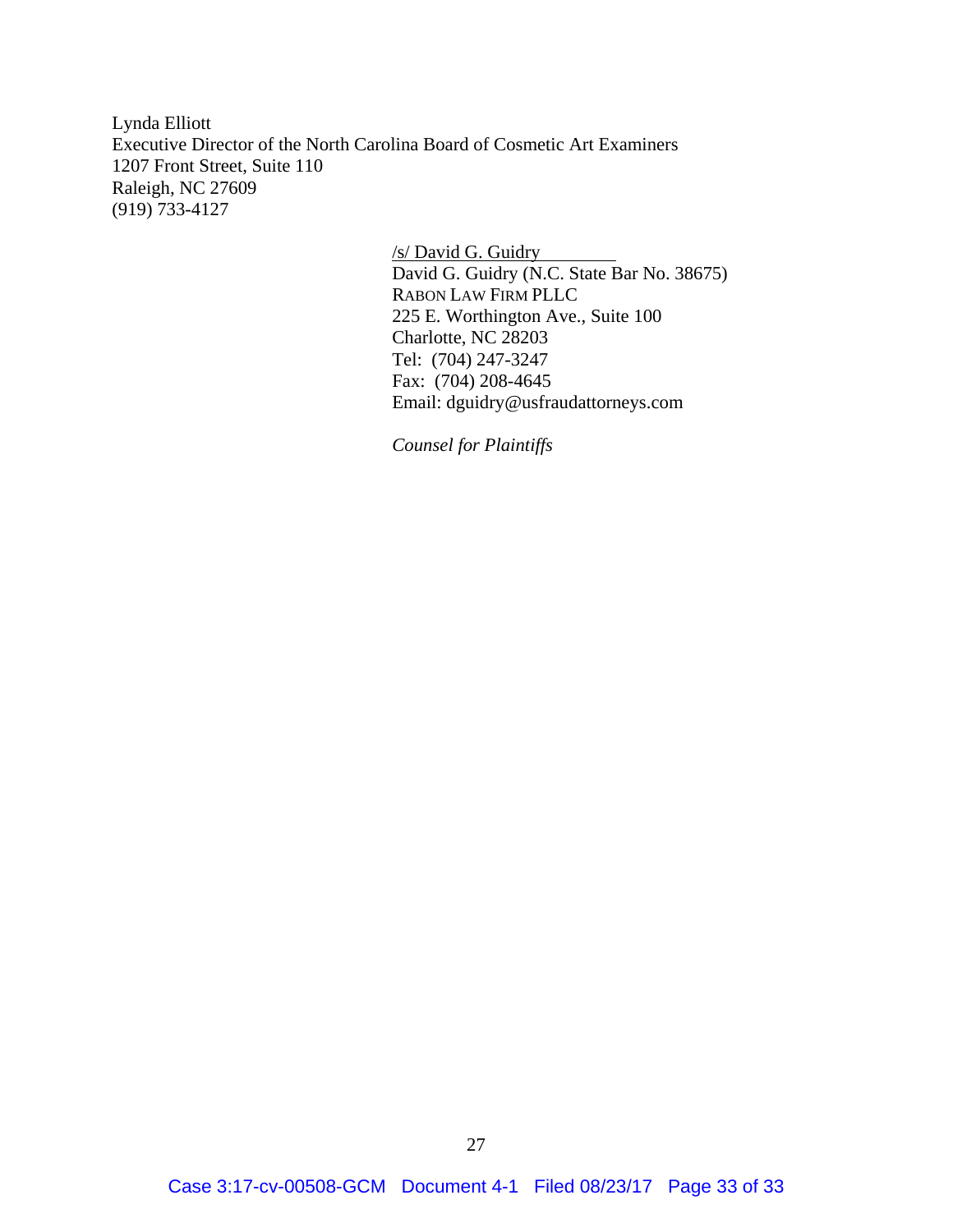Lynda Elliott
Executive Director of the North Carolina Board of Cosmetic Art Examiners
1207 Front Street, Suite 110
Raleigh, NC 27609
(919) 733-4127

/s/ David G. Guidry
David G. Guidry (N.C. State Bar No. 38675)
RABON LAW FIRM PLLC
225 E. Worthington Ave., Suite 100
Charlotte, NC 28203
Tel: (704) 247-3247
Fax: (704) 208-4645
Email: dguidry@usfraudattorneys.com

*Counsel for Plaintiffs*